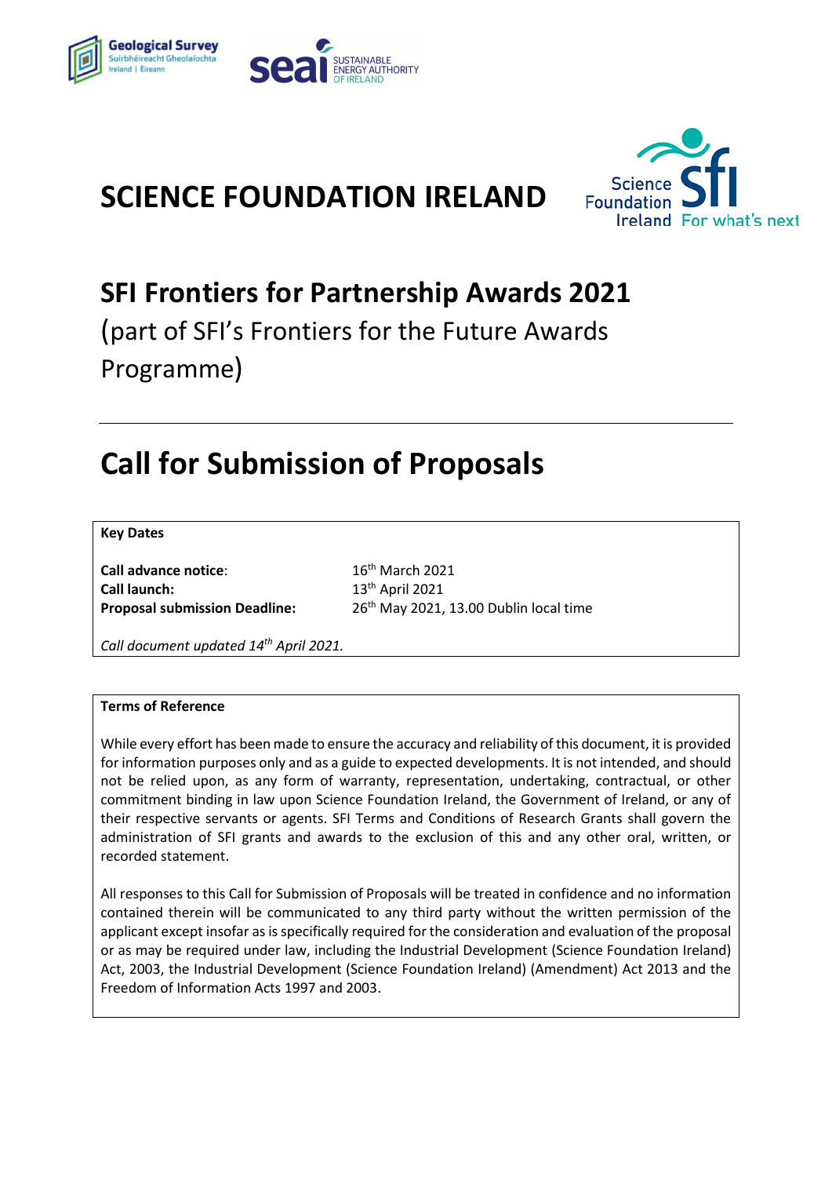# SCIENCE FOUNDATION IRELAND

## SFI Frontiers for Partnership Awards 2021

(part of SFI's Frontiers for the Future Awards Programme)

---

# Call for Submission of Proposals

**Key Dates**

| | |
|---|---|
| **Call advance notice**: | 16th March 2021 |
| **Call launch:** | 13th April 2021 |
| **Proposal submission Deadline:** | 26th May 2021, 13.00 Dublin local time |

*Call document updated 14th April 2021.*

**Terms of Reference**

While every effort has been made to ensure the accuracy and reliability of this document, it is provided for information purposes only and as a guide to expected developments. It is not intended, and should not be relied upon, as any form of warranty, representation, undertaking, contractual, or other commitment binding in law upon Science Foundation Ireland, the Government of Ireland, or any of their respective servants or agents. SFI Terms and Conditions of Research Grants shall govern the administration of SFI grants and awards to the exclusion of this and any other oral, written, or recorded statement.

All responses to this Call for Submission of Proposals will be treated in confidence and no information contained therein will be communicated to any third party without the written permission of the applicant except insofar as is specifically required for the consideration and evaluation of the proposal or as may be required under law, including the Industrial Development (Science Foundation Ireland) Act, 2003, the Industrial Development (Science Foundation Ireland) (Amendment) Act 2013 and the Freedom of Information Acts 1997 and 2003.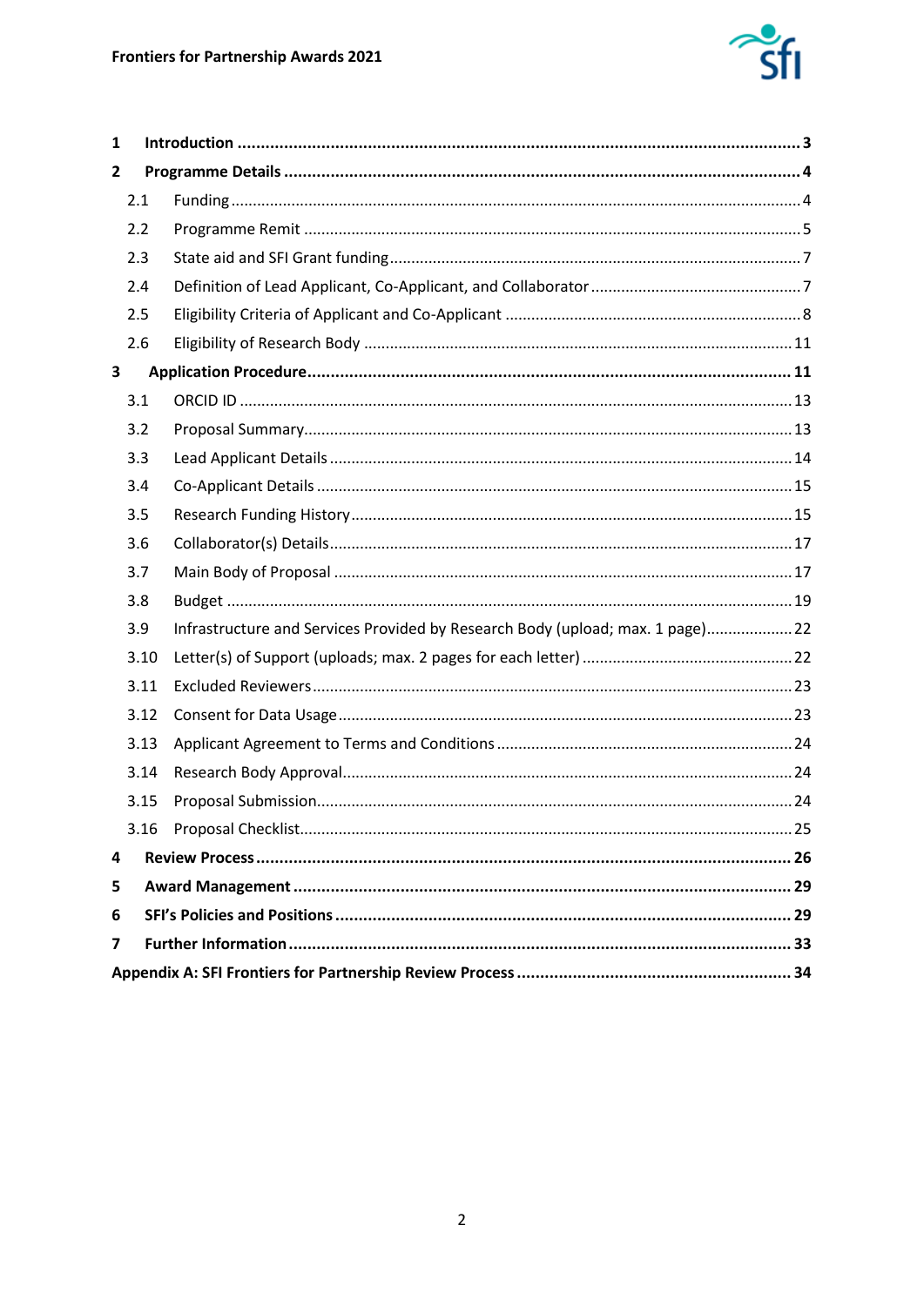1 **Introduction** ........ 3

2 **Programme Details** ........ 4

- 2.1 Funding ........ 4
- 2.2 Programme Remit ........ 5
- 2.3 State aid and SFI Grant funding ........ 7
- 2.4 Definition of Lead Applicant, Co-Applicant, and Collaborator ........ 7
- 2.5 Eligibility Criteria of Applicant and Co-Applicant ........ 8
- 2.6 Eligibility of Research Body ........ 11

3 **Application Procedure** ........ 11

- 3.1 ORCID ID ........ 13
- 3.2 Proposal Summary ........ 13
- 3.3 Lead Applicant Details ........ 14
- 3.4 Co-Applicant Details ........ 15
- 3.5 Research Funding History ........ 15
- 3.6 Collaborator(s) Details ........ 17
- 3.7 Main Body of Proposal ........ 17
- 3.8 Budget ........ 19
- 3.9 Infrastructure and Services Provided by Research Body (upload; max. 1 page) ........ 22
- 3.10 Letter(s) of Support (uploads; max. 2 pages for each letter) ........ 22
- 3.11 Excluded Reviewers ........ 23
- 3.12 Consent for Data Usage ........ 23
- 3.13 Applicant Agreement to Terms and Conditions ........ 24
- 3.14 Research Body Approval ........ 24
- 3.15 Proposal Submission ........ 24
- 3.16 Proposal Checklist ........ 25

4 **Review Process** ........ 26

5 **Award Management** ........ 29

6 **SFI's Policies and Positions** ........ 29

7 **Further Information** ........ 33

**Appendix A: SFI Frontiers for Partnership Review Process** ........ 34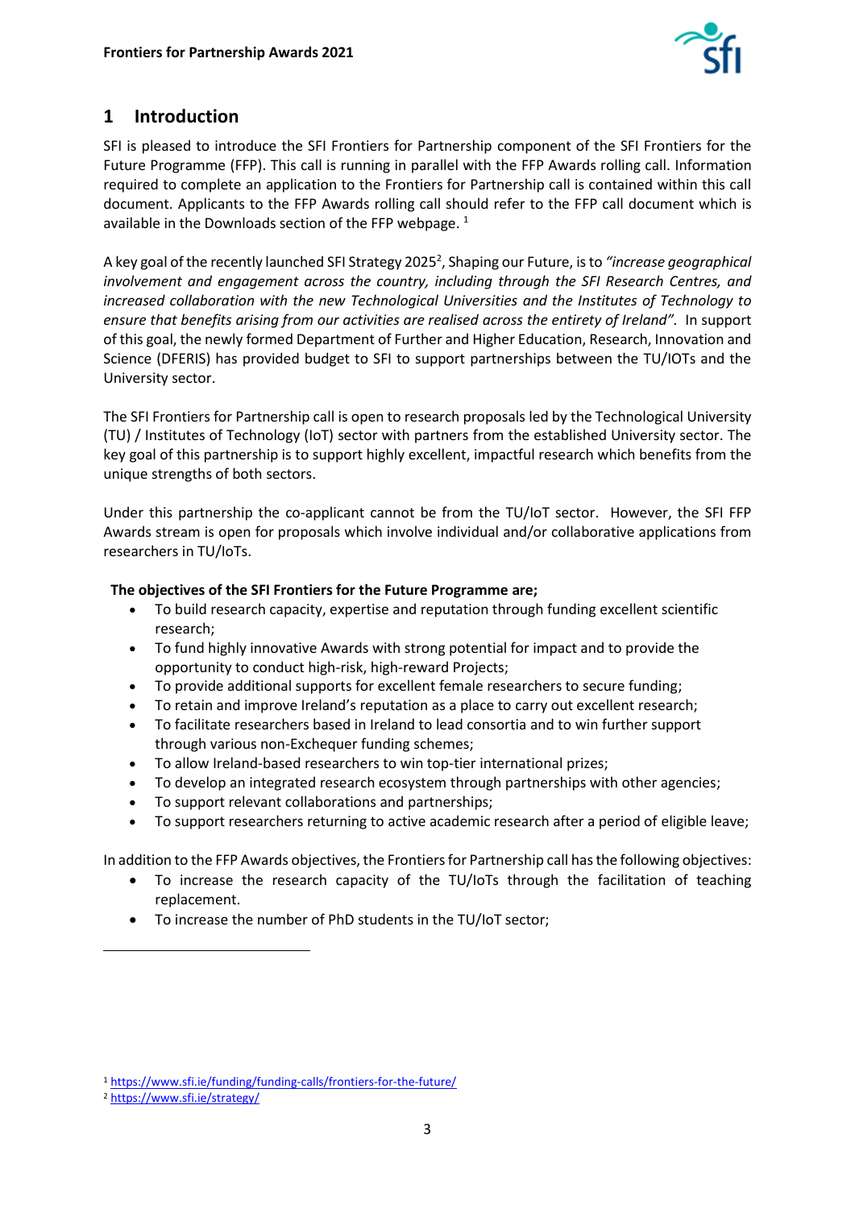# 1 Introduction

SFI is pleased to introduce the SFI Frontiers for Partnership component of the SFI Frontiers for the Future Programme (FFP). This call is running in parallel with the FFP Awards rolling call. Information required to complete an application to the Frontiers for Partnership call is contained within this call document. Applicants to the FFP Awards rolling call should refer to the FFP call document which is available in the Downloads section of the FFP webpage. [1]

A key goal of the recently launched SFI Strategy 2025[2], Shaping our Future, is to *"increase geographical involvement and engagement across the country, including through the SFI Research Centres, and increased collaboration with the new Technological Universities and the Institutes of Technology to ensure that benefits arising from our activities are realised across the entirety of Ireland".* In support of this goal, the newly formed Department of Further and Higher Education, Research, Innovation and Science (DFERIS) has provided budget to SFI to support partnerships between the TU/IOTs and the University sector.

The SFI Frontiers for Partnership call is open to research proposals led by the Technological University (TU) / Institutes of Technology (IoT) sector with partners from the established University sector. The key goal of this partnership is to support highly excellent, impactful research which benefits from the unique strengths of both sectors.

Under this partnership the co-applicant cannot be from the TU/IoT sector. However, the SFI FFP Awards stream is open for proposals which involve individual and/or collaborative applications from researchers in TU/IoTs.

**The objectives of the SFI Frontiers for the Future Programme are;**

- To build research capacity, expertise and reputation through funding excellent scientific research;
- To fund highly innovative Awards with strong potential for impact and to provide the opportunity to conduct high-risk, high-reward Projects;
- To provide additional supports for excellent female researchers to secure funding;
- To retain and improve Ireland's reputation as a place to carry out excellent research;
- To facilitate researchers based in Ireland to lead consortia and to win further support through various non-Exchequer funding schemes;
- To allow Ireland-based researchers to win top-tier international prizes;
- To develop an integrated research ecosystem through partnerships with other agencies;
- To support relevant collaborations and partnerships;
- To support researchers returning to active academic research after a period of eligible leave;

In addition to the FFP Awards objectives, the Frontiers for Partnership call has the following objectives:

- To increase the research capacity of the TU/IoTs through the facilitation of teaching replacement.
- To increase the number of PhD students in the TU/IoT sector;

[1] https://www.sfi.ie/funding/funding-calls/frontiers-for-the-future/

[2] https://www.sfi.ie/strategy/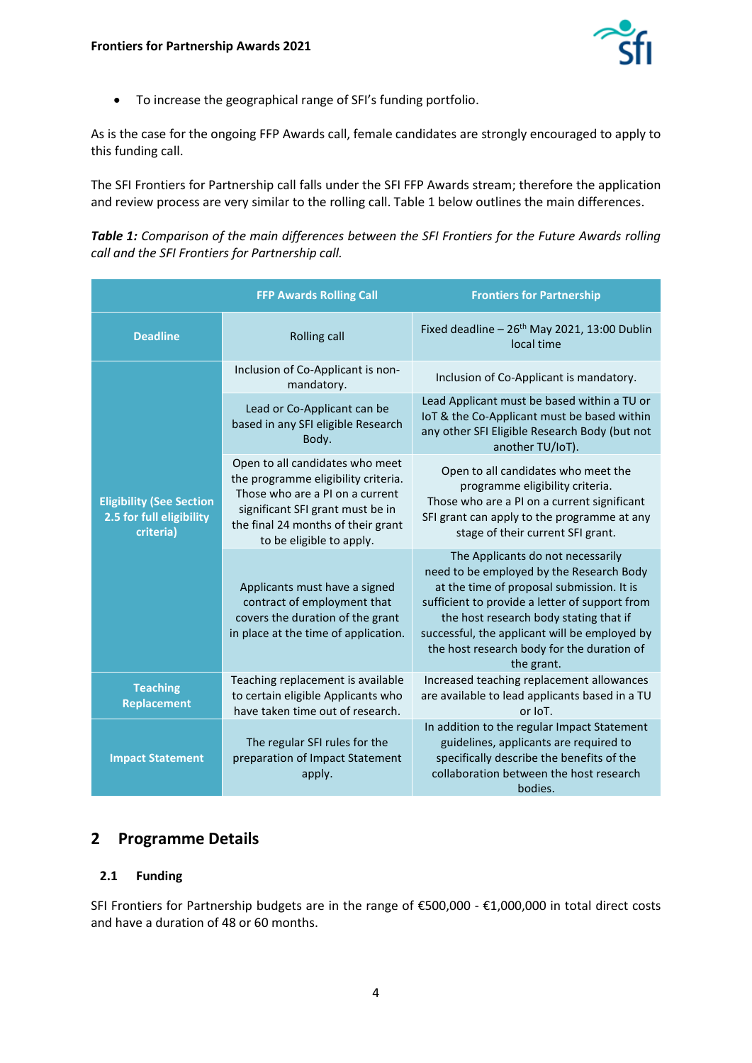- To increase the geographical range of SFI's funding portfolio.

As is the case for the ongoing FFP Awards call, female candidates are strongly encouraged to apply to this funding call.

The SFI Frontiers for Partnership call falls under the SFI FFP Awards stream; therefore the application and review process are very similar to the rolling call. Table 1 below outlines the main differences.

***Table 1:*** *Comparison of the main differences between the SFI Frontiers for the Future Awards rolling call and the SFI Frontiers for Partnership call.*

| | FFP Awards Rolling Call | Frontiers for Partnership |
|---|---|---|
| **Deadline** | Rolling call | Fixed deadline – 26th May 2021, 13:00 Dublin local time |
| **Eligibility (See Section 2.5 for full eligibility criteria)** | Inclusion of Co-Applicant is non-mandatory. | Inclusion of Co-Applicant is mandatory. |
| | Lead or Co-Applicant can be based in any SFI eligible Research Body. | Lead Applicant must be based within a TU or IoT & the Co-Applicant must be based within any other SFI Eligible Research Body (but not another TU/IoT). |
| | Open to all candidates who meet the programme eligibility criteria. Those who are a PI on a current significant SFI grant must be in the final 24 months of their grant to be eligible to apply. | Open to all candidates who meet the programme eligibility criteria. Those who are a PI on a current significant SFI grant can apply to the programme at any stage of their current SFI grant. |
| | Applicants must have a signed contract of employment that covers the duration of the grant in place at the time of application. | The Applicants do not necessarily need to be employed by the Research Body at the time of proposal submission. It is sufficient to provide a letter of support from the host research body stating that if successful, the applicant will be employed by the host research body for the duration of the grant. |
| **Teaching Replacement** | Teaching replacement is available to certain eligible Applicants who have taken time out of research. | Increased teaching replacement allowances are available to lead applicants based in a TU or IoT. |
| **Impact Statement** | The regular SFI rules for the preparation of Impact Statement apply. | In addition to the regular Impact Statement guidelines, applicants are required to specifically describe the benefits of the collaboration between the host research bodies. |

## 2 Programme Details

### 2.1 Funding

SFI Frontiers for Partnership budgets are in the range of €500,000 - €1,000,000 in total direct costs and have a duration of 48 or 60 months.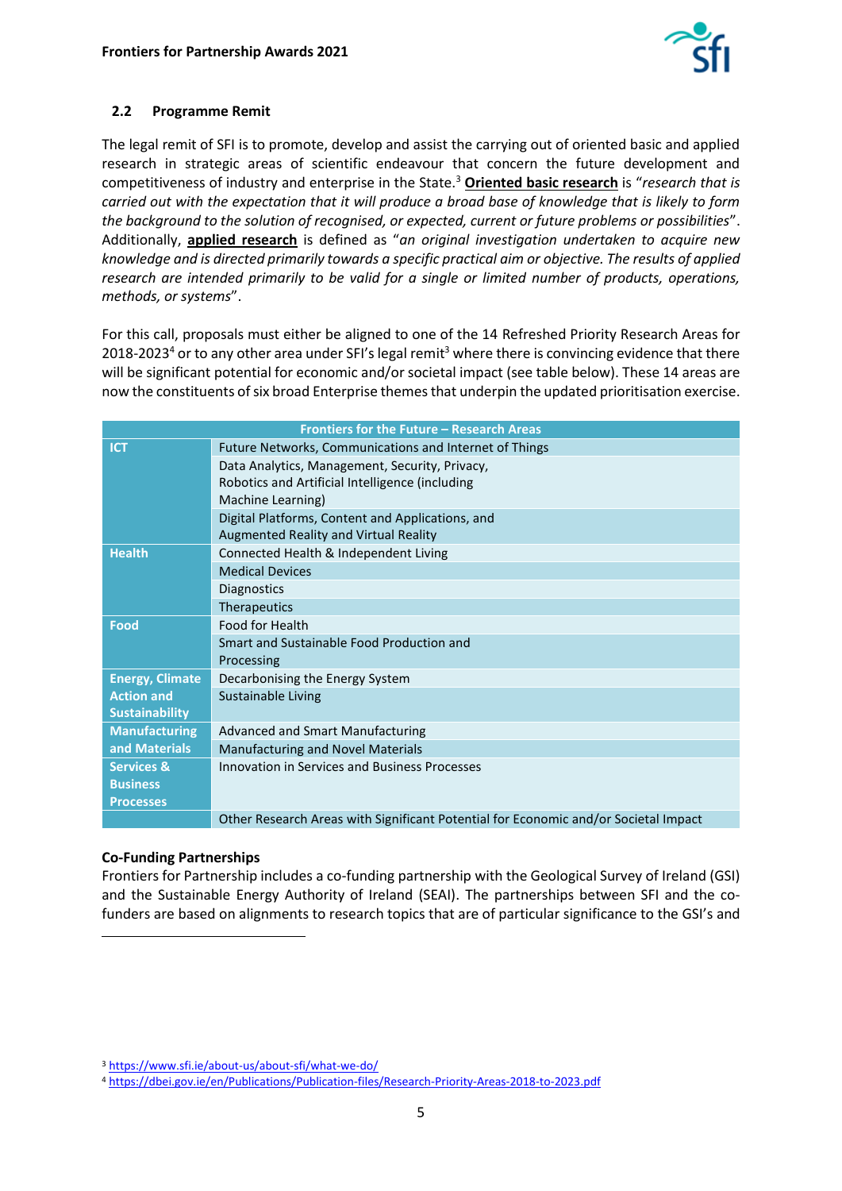### 2.2 Programme Remit

The legal remit of SFI is to promote, develop and assist the carrying out of oriented basic and applied research in strategic areas of scientific endeavour that concern the future development and competitiveness of industry and enterprise in the State.[3] **Oriented basic research** is "*research that is carried out with the expectation that it will produce a broad base of knowledge that is likely to form the background to the solution of recognised, or expected, current or future problems or possibilities*". Additionally, **applied research** is defined as "*an original investigation undertaken to acquire new knowledge and is directed primarily towards a specific practical aim or objective. The results of applied research are intended primarily to be valid for a single or limited number of products, operations, methods, or systems*".

For this call, proposals must either be aligned to one of the 14 Refreshed Priority Research Areas for 2018-2023[4] or to any other area under SFI's legal remit[3] where there is convincing evidence that there will be significant potential for economic and/or societal impact (see table below). These 14 areas are now the constituents of six broad Enterprise themes that underpin the updated prioritisation exercise.

| Frontiers for the Future – Research Areas | |
|---|---|
| **ICT** | Future Networks, Communications and Internet of Things |
| | Data Analytics, Management, Security, Privacy, Robotics and Artificial Intelligence (including Machine Learning) |
| | Digital Platforms, Content and Applications, and Augmented Reality and Virtual Reality |
| **Health** | Connected Health & Independent Living |
| | Medical Devices |
| | Diagnostics |
| | Therapeutics |
| **Food** | Food for Health |
| | Smart and Sustainable Food Production and Processing |
| **Energy, Climate Action and Sustainability** | Decarbonising the Energy System |
| | Sustainable Living |
| **Manufacturing and Materials** | Advanced and Smart Manufacturing |
| | Manufacturing and Novel Materials |
| **Services & Business Processes** | Innovation in Services and Business Processes |
| | Other Research Areas with Significant Potential for Economic and/or Societal Impact |

**Co-Funding Partnerships**

Frontiers for Partnership includes a co-funding partnership with the Geological Survey of Ireland (GSI) and the Sustainable Energy Authority of Ireland (SEAI). The partnerships between SFI and the co-funders are based on alignments to research topics that are of particular significance to the GSI's and

[3] https://www.sfi.ie/about-us/about-sfi/what-we-do/

[4] https://dbei.gov.ie/en/Publications/Publication-files/Research-Priority-Areas-2018-to-2023.pdf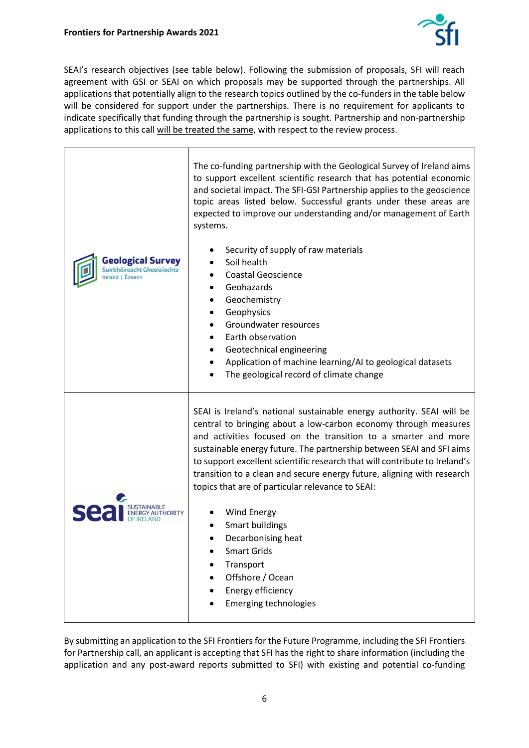SEAI's research objectives (see table below). Following the submission of proposals, SFI will reach agreement with GSI or SEAI on which proposals may be supported through the partnerships. All applications that potentially align to the research topics outlined by the co-funders in the table below will be considered for support under the partnerships. There is no requirement for applicants to indicate specifically that funding through the partnership is sought. Partnership and non-partnership applications to this call will be treated the same, with respect to the review process.

| | |
|---|---|
| Geological Survey<br>Suirbhéireacht Gheolaíochta<br>Ireland \| Éireann | The co-funding partnership with the Geological Survey of Ireland aims to support excellent scientific research that has potential economic and societal impact. The SFI-GSI Partnership applies to the geoscience topic areas listed below. Successful grants under these areas are expected to improve our understanding and/or management of Earth systems.<br><br>• Security of supply of raw materials<br>• Soil health<br>• Coastal Geoscience<br>• Geohazards<br>• Geochemistry<br>• Geophysics<br>• Groundwater resources<br>• Earth observation<br>• Geotechnical engineering<br>• Application of machine learning/AI to geological datasets<br>• The geological record of climate change |
| seai<br>SUSTAINABLE ENERGY AUTHORITY OF IRELAND | SEAI is Ireland's national sustainable energy authority. SEAI will be central to bringing about a low-carbon economy through measures and activities focused on the transition to a smarter and more sustainable energy future. The partnership between SEAI and SFI aims to support excellent scientific research that will contribute to Ireland's transition to a clean and secure energy future, aligning with research topics that are of particular relevance to SEAI:<br><br>• Wind Energy<br>• Smart buildings<br>• Decarbonising heat<br>• Smart Grids<br>• Transport<br>• Offshore / Ocean<br>• Energy efficiency<br>• Emerging technologies |

By submitting an application to the SFI Frontiers for the Future Programme, including the SFI Frontiers for Partnership call, an applicant is accepting that SFI has the right to share information (including the application and any post-award reports submitted to SFI) with existing and potential co-funding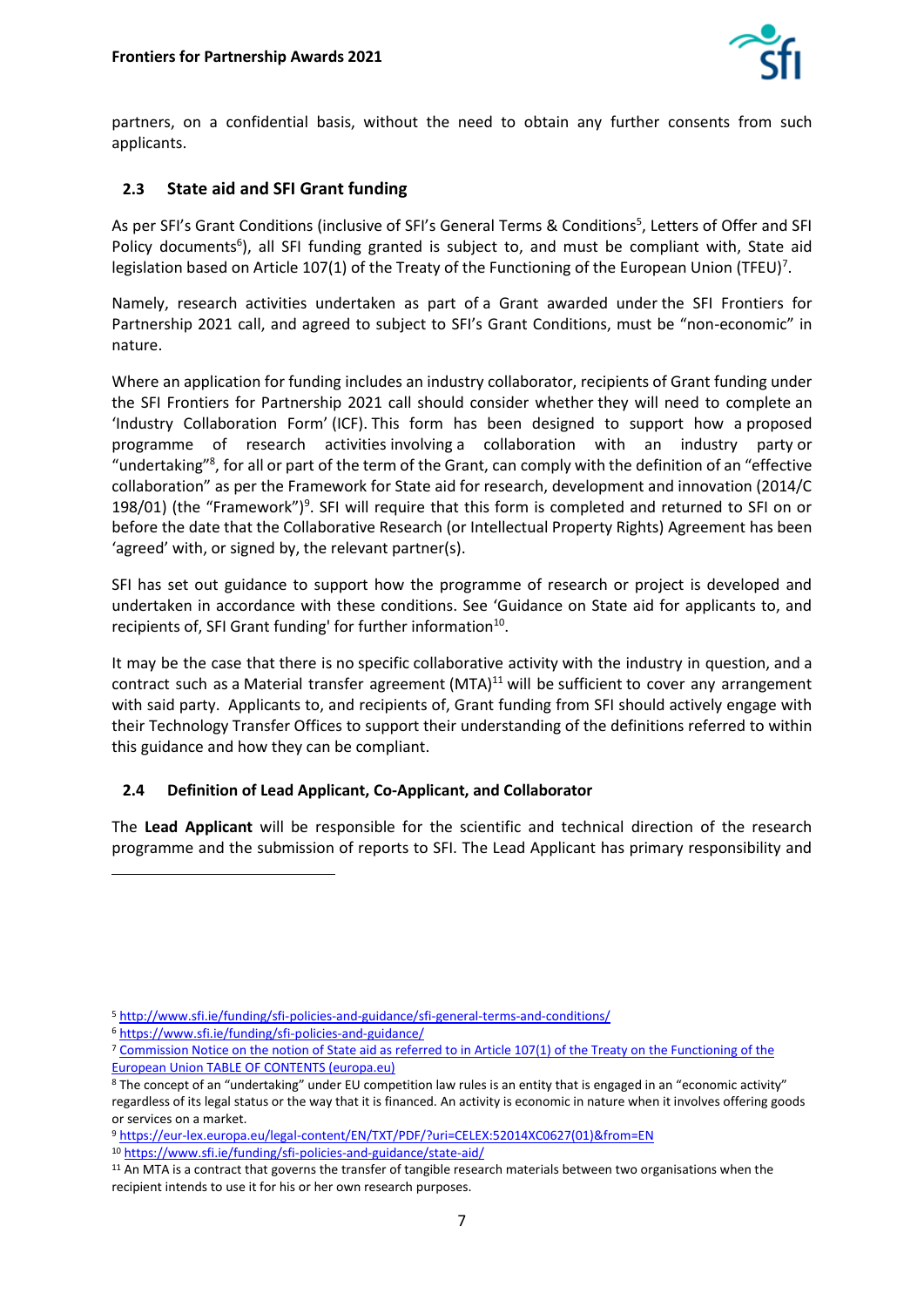partners, on a confidential basis, without the need to obtain any further consents from such applicants.

### 2.3 State aid and SFI Grant funding

As per SFI's Grant Conditions (inclusive of SFI's General Terms & Conditions[5], Letters of Offer and SFI Policy documents[6]), all SFI funding granted is subject to, and must be compliant with, State aid legislation based on Article 107(1) of the Treaty of the Functioning of the European Union (TFEU)[7].

Namely, research activities undertaken as part of a Grant awarded under the SFI Frontiers for Partnership 2021 call, and agreed to subject to SFI's Grant Conditions, must be "non-economic" in nature.

Where an application for funding includes an industry collaborator, recipients of Grant funding under the SFI Frontiers for Partnership 2021 call should consider whether they will need to complete an 'Industry Collaboration Form' (ICF). This form has been designed to support how a proposed programme of research activities involving a collaboration with an industry party or "undertaking"[8], for all or part of the term of the Grant, can comply with the definition of an "effective collaboration" as per the Framework for State aid for research, development and innovation (2014/C 198/01) (the "Framework")[9]. SFI will require that this form is completed and returned to SFI on or before the date that the Collaborative Research (or Intellectual Property Rights) Agreement has been 'agreed' with, or signed by, the relevant partner(s).

SFI has set out guidance to support how the programme of research or project is developed and undertaken in accordance with these conditions. See 'Guidance on State aid for applicants to, and recipients of, SFI Grant funding' for further information[10].

It may be the case that there is no specific collaborative activity with the industry in question, and a contract such as a Material transfer agreement (MTA)[11] will be sufficient to cover any arrangement with said party. Applicants to, and recipients of, Grant funding from SFI should actively engage with their Technology Transfer Offices to support their understanding of the definitions referred to within this guidance and how they can be compliant.

### 2.4 Definition of Lead Applicant, Co-Applicant, and Collaborator

The **Lead Applicant** will be responsible for the scientific and technical direction of the research programme and the submission of reports to SFI. The Lead Applicant has primary responsibility and

---

[5] http://www.sfi.ie/funding/sfi-policies-and-guidance/sfi-general-terms-and-conditions/

[6] https://www.sfi.ie/funding/sfi-policies-and-guidance/

[7] Commission Notice on the notion of State aid as referred to in Article 107(1) of the Treaty on the Functioning of the European Union TABLE OF CONTENTS (europa.eu)

[8] The concept of an "undertaking" under EU competition law rules is an entity that is engaged in an "economic activity" regardless of its legal status or the way that it is financed. An activity is economic in nature when it involves offering goods or services on a market.

[9] https://eur-lex.europa.eu/legal-content/EN/TXT/PDF/?uri=CELEX:52014XC0627(01)&from=EN

[10] https://www.sfi.ie/funding/sfi-policies-and-guidance/state-aid/

[11] An MTA is a contract that governs the transfer of tangible research materials between two organisations when the recipient intends to use it for his or her own research purposes.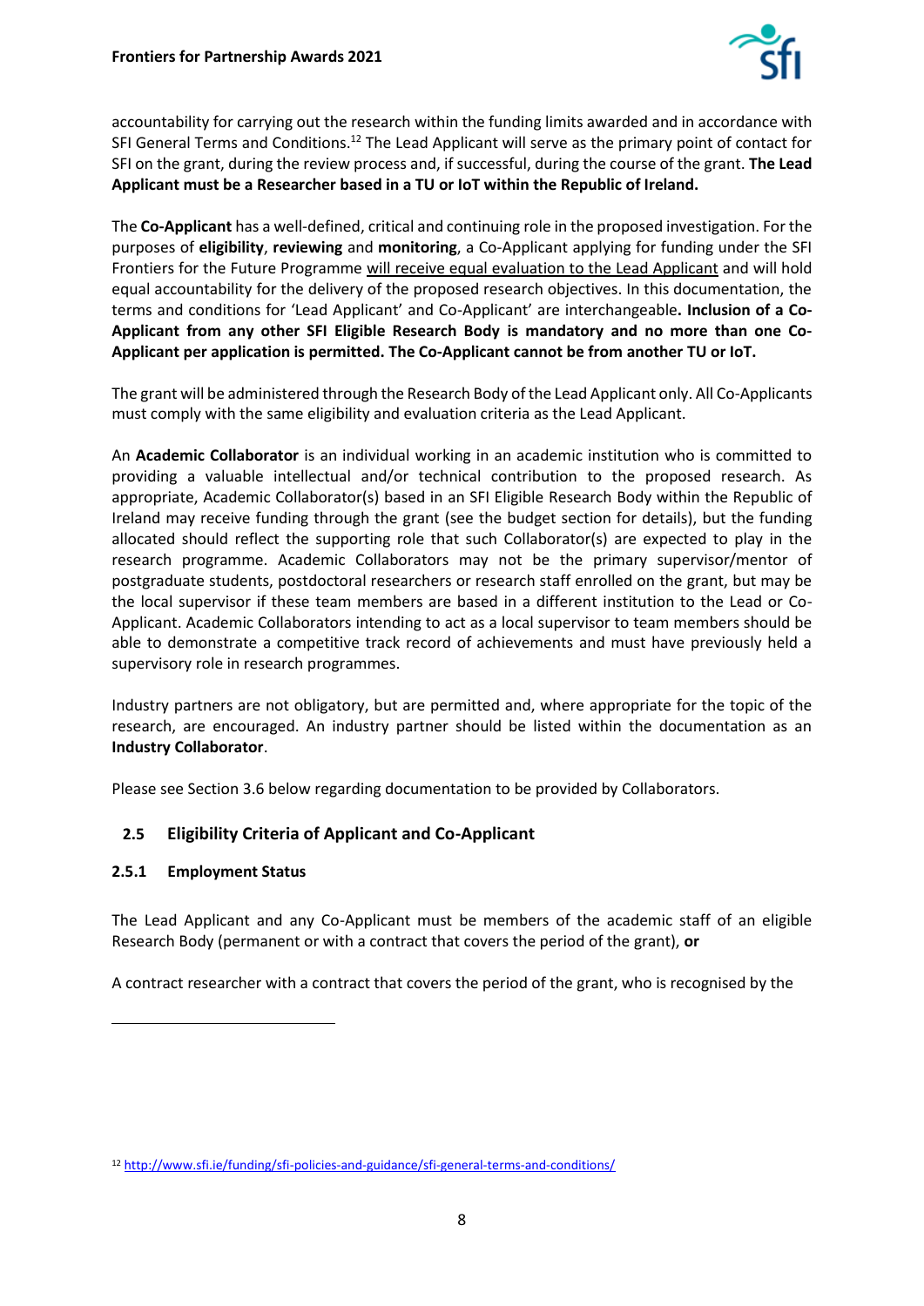accountability for carrying out the research within the funding limits awarded and in accordance with SFI General Terms and Conditions.[12] The Lead Applicant will serve as the primary point of contact for SFI on the grant, during the review process and, if successful, during the course of the grant. **The Lead Applicant must be a Researcher based in a TU or IoT within the Republic of Ireland.**

The **Co-Applicant** has a well-defined, critical and continuing role in the proposed investigation. For the purposes of **eligibility**, **reviewing** and **monitoring**, a Co-Applicant applying for funding under the SFI Frontiers for the Future Programme will receive equal evaluation to the Lead Applicant and will hold equal accountability for the delivery of the proposed research objectives. In this documentation, the terms and conditions for 'Lead Applicant' and Co-Applicant' are interchangeable**. Inclusion of a Co-Applicant from any other SFI Eligible Research Body is mandatory and no more than one Co-Applicant per application is permitted. The Co-Applicant cannot be from another TU or IoT.**

The grant will be administered through the Research Body of the Lead Applicant only. All Co-Applicants must comply with the same eligibility and evaluation criteria as the Lead Applicant.

An **Academic Collaborator** is an individual working in an academic institution who is committed to providing a valuable intellectual and/or technical contribution to the proposed research. As appropriate, Academic Collaborator(s) based in an SFI Eligible Research Body within the Republic of Ireland may receive funding through the grant (see the budget section for details), but the funding allocated should reflect the supporting role that such Collaborator(s) are expected to play in the research programme. Academic Collaborators may not be the primary supervisor/mentor of postgraduate students, postdoctoral researchers or research staff enrolled on the grant, but may be the local supervisor if these team members are based in a different institution to the Lead or Co-Applicant. Academic Collaborators intending to act as a local supervisor to team members should be able to demonstrate a competitive track record of achievements and must have previously held a supervisory role in research programmes.

Industry partners are not obligatory, but are permitted and, where appropriate for the topic of the research, are encouraged. An industry partner should be listed within the documentation as an **Industry Collaborator**.

Please see Section 3.6 below regarding documentation to be provided by Collaborators.

## 2.5 Eligibility Criteria of Applicant and Co-Applicant

### 2.5.1 Employment Status

The Lead Applicant and any Co-Applicant must be members of the academic staff of an eligible Research Body (permanent or with a contract that covers the period of the grant), **or**

A contract researcher with a contract that covers the period of the grant, who is recognised by the

[12] http://www.sfi.ie/funding/sfi-policies-and-guidance/sfi-general-terms-and-conditions/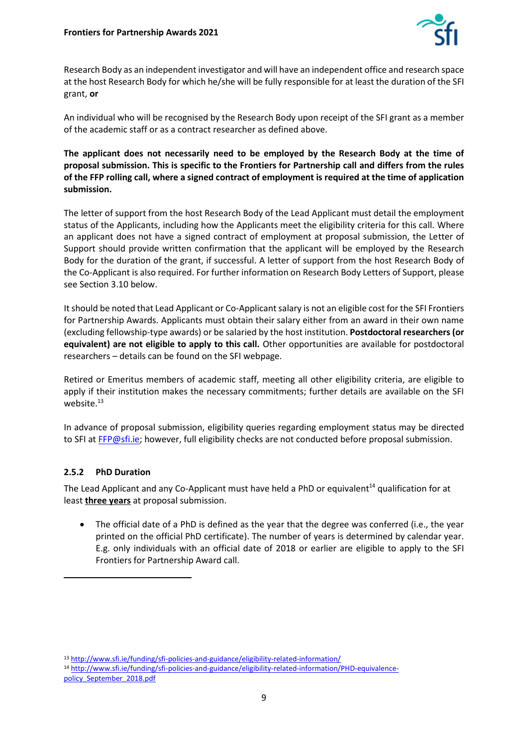Research Body as an independent investigator and will have an independent office and research space at the host Research Body for which he/she will be fully responsible for at least the duration of the SFI grant, **or**

An individual who will be recognised by the Research Body upon receipt of the SFI grant as a member of the academic staff or as a contract researcher as defined above.

**The applicant does not necessarily need to be employed by the Research Body at the time of proposal submission. This is specific to the Frontiers for Partnership call and differs from the rules of the FFP rolling call, where a signed contract of employment is required at the time of application submission.**

The letter of support from the host Research Body of the Lead Applicant must detail the employment status of the Applicants, including how the Applicants meet the eligibility criteria for this call. Where an applicant does not have a signed contract of employment at proposal submission, the Letter of Support should provide written confirmation that the applicant will be employed by the Research Body for the duration of the grant, if successful. A letter of support from the host Research Body of the Co-Applicant is also required. For further information on Research Body Letters of Support, please see Section 3.10 below.

It should be noted that Lead Applicant or Co-Applicant salary is not an eligible cost for the SFI Frontiers for Partnership Awards. Applicants must obtain their salary either from an award in their own name (excluding fellowship-type awards) or be salaried by the host institution. **Postdoctoral researchers (or equivalent) are not eligible to apply to this call.** Other opportunities are available for postdoctoral researchers – details can be found on the SFI webpage.

Retired or Emeritus members of academic staff, meeting all other eligibility criteria, are eligible to apply if their institution makes the necessary commitments; further details are available on the SFI website.[13]

In advance of proposal submission, eligibility queries regarding employment status may be directed to SFI at FFP@sfi.ie; however, full eligibility checks are not conducted before proposal submission.

### 2.5.2 PhD Duration

The Lead Applicant and any Co-Applicant must have held a PhD or equivalent[14] qualification for at least **three years** at proposal submission.

- The official date of a PhD is defined as the year that the degree was conferred (i.e., the year printed on the official PhD certificate). The number of years is determined by calendar year. E.g. only individuals with an official date of 2018 or earlier are eligible to apply to the SFI Frontiers for Partnership Award call.

---

[13] http://www.sfi.ie/funding/sfi-policies-and-guidance/eligibility-related-information/

[14] http://www.sfi.ie/funding/sfi-policies-and-guidance/eligibility-related-information/PHD-equivalence-policy_September_2018.pdf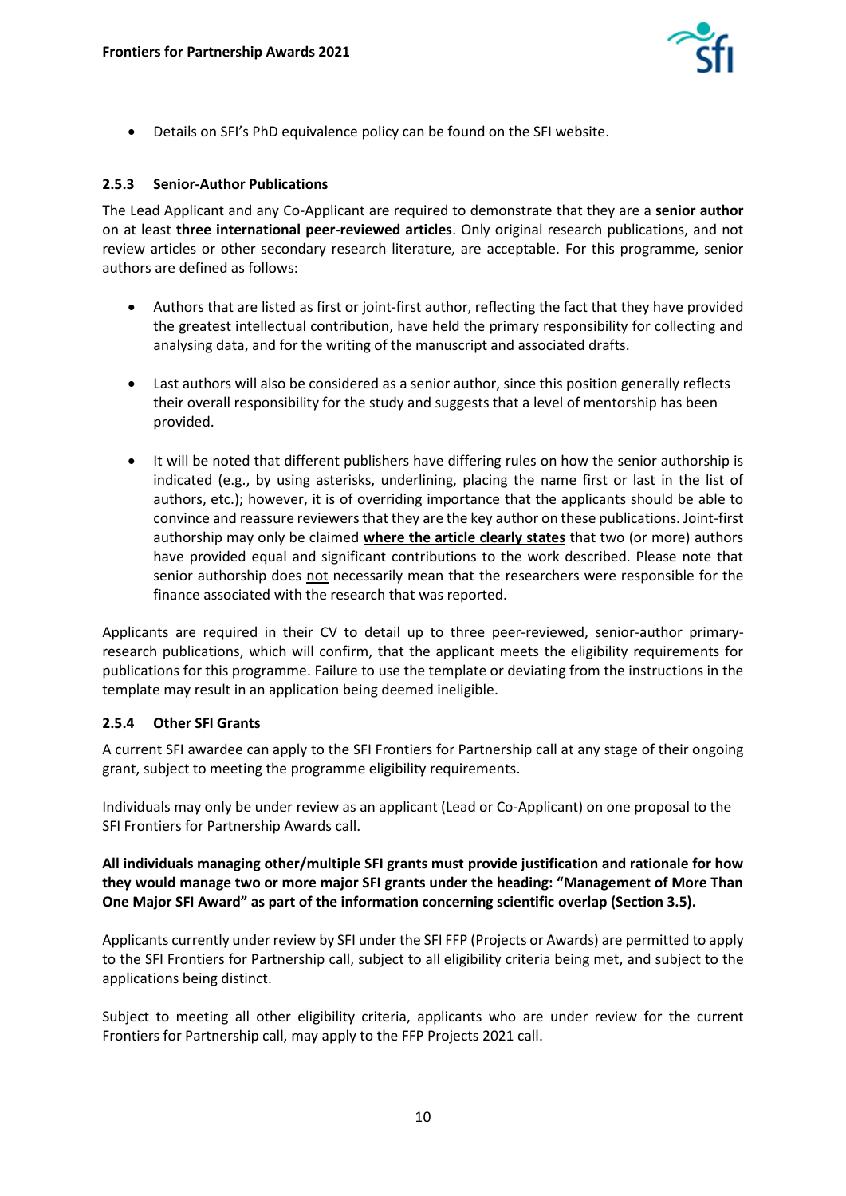- Details on SFI's PhD equivalence policy can be found on the SFI website.

### 2.5.3 Senior-Author Publications

The Lead Applicant and any Co-Applicant are required to demonstrate that they are a **senior author** on at least **three international peer-reviewed articles**. Only original research publications, and not review articles or other secondary research literature, are acceptable. For this programme, senior authors are defined as follows:

- Authors that are listed as first or joint-first author, reflecting the fact that they have provided the greatest intellectual contribution, have held the primary responsibility for collecting and analysing data, and for the writing of the manuscript and associated drafts.

- Last authors will also be considered as a senior author, since this position generally reflects their overall responsibility for the study and suggests that a level of mentorship has been provided.

- It will be noted that different publishers have differing rules on how the senior authorship is indicated (e.g., by using asterisks, underlining, placing the name first or last in the list of authors, etc.); however, it is of overriding importance that the applicants should be able to convince and reassure reviewers that they are the key author on these publications. Joint-first authorship may only be claimed **where the article clearly states** that two (or more) authors have provided equal and significant contributions to the work described. Please note that senior authorship does not necessarily mean that the researchers were responsible for the finance associated with the research that was reported.

Applicants are required in their CV to detail up to three peer-reviewed, senior-author primary-research publications, which will confirm, that the applicant meets the eligibility requirements for publications for this programme. Failure to use the template or deviating from the instructions in the template may result in an application being deemed ineligible.

### 2.5.4 Other SFI Grants

A current SFI awardee can apply to the SFI Frontiers for Partnership call at any stage of their ongoing grant, subject to meeting the programme eligibility requirements.

Individuals may only be under review as an applicant (Lead or Co-Applicant) on one proposal to the SFI Frontiers for Partnership Awards call.

**All individuals managing other/multiple SFI grants must provide justification and rationale for how they would manage two or more major SFI grants under the heading: "Management of More Than One Major SFI Award" as part of the information concerning scientific overlap (Section 3.5).**

Applicants currently under review by SFI under the SFI FFP (Projects or Awards) are permitted to apply to the SFI Frontiers for Partnership call, subject to all eligibility criteria being met, and subject to the applications being distinct.

Subject to meeting all other eligibility criteria, applicants who are under review for the current Frontiers for Partnership call, may apply to the FFP Projects 2021 call.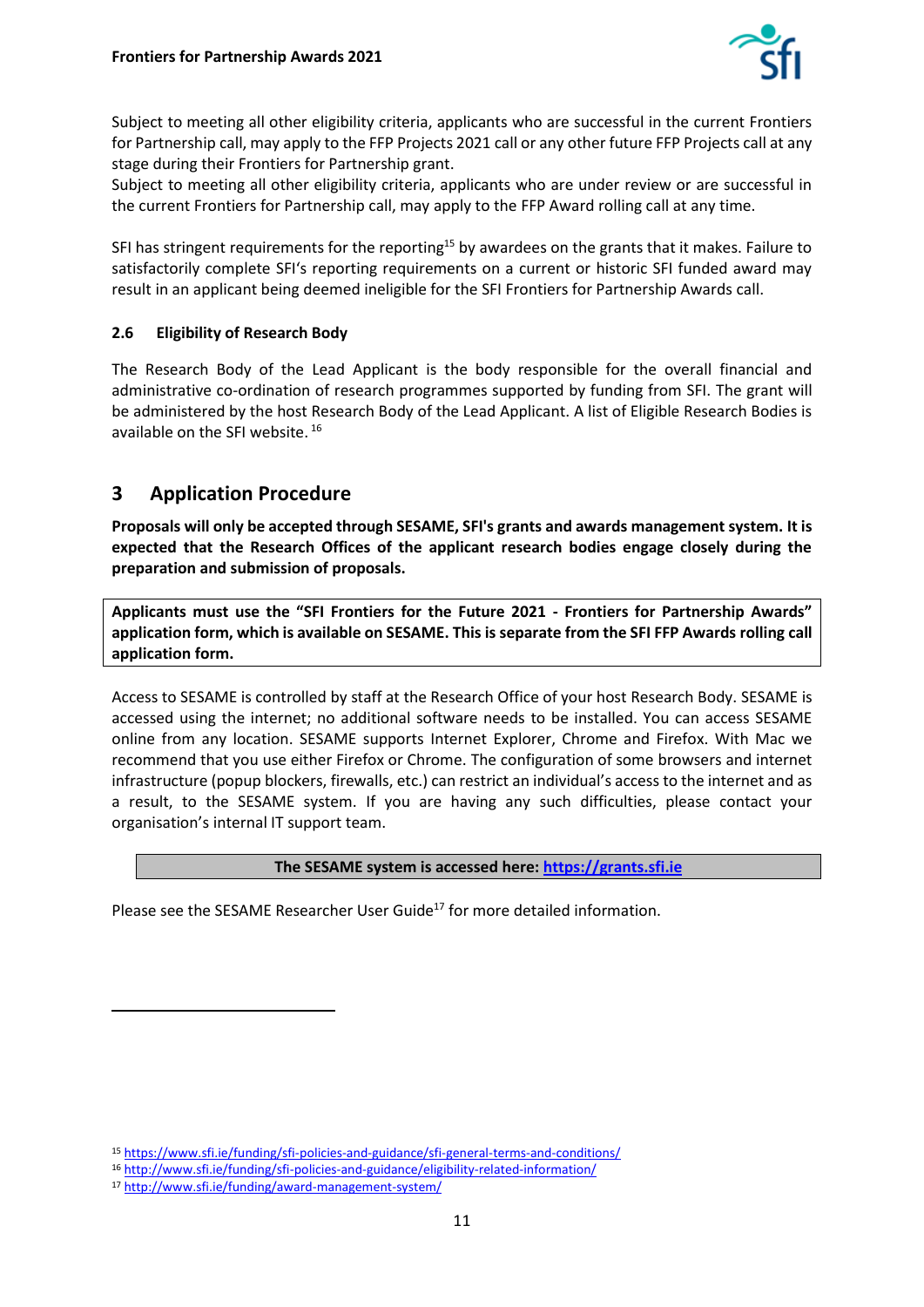Subject to meeting all other eligibility criteria, applicants who are successful in the current Frontiers for Partnership call, may apply to the FFP Projects 2021 call or any other future FFP Projects call at any stage during their Frontiers for Partnership grant.
Subject to meeting all other eligibility criteria, applicants who are under review or are successful in the current Frontiers for Partnership call, may apply to the FFP Award rolling call at any time.

SFI has stringent requirements for the reporting[15] by awardees on the grants that it makes. Failure to satisfactorily complete SFI's reporting requirements on a current or historic SFI funded award may result in an applicant being deemed ineligible for the SFI Frontiers for Partnership Awards call.

### 2.6 Eligibility of Research Body

The Research Body of the Lead Applicant is the body responsible for the overall financial and administrative co-ordination of research programmes supported by funding from SFI. The grant will be administered by the host Research Body of the Lead Applicant. A list of Eligible Research Bodies is available on the SFI website. [16]

## 3 Application Procedure

**Proposals will only be accepted through SESAME, SFI's grants and awards management system. It is expected that the Research Offices of the applicant research bodies engage closely during the preparation and submission of proposals.**

**Applicants must use the "SFI Frontiers for the Future 2021 - Frontiers for Partnership Awards" application form, which is available on SESAME. This is separate from the SFI FFP Awards rolling call application form.**

Access to SESAME is controlled by staff at the Research Office of your host Research Body. SESAME is accessed using the internet; no additional software needs to be installed. You can access SESAME online from any location. SESAME supports Internet Explorer, Chrome and Firefox. With Mac we recommend that you use either Firefox or Chrome. The configuration of some browsers and internet infrastructure (popup blockers, firewalls, etc.) can restrict an individual's access to the internet and as a result, to the SESAME system. If you are having any such difficulties, please contact your organisation's internal IT support team.

**The SESAME system is accessed here: https://grants.sfi.ie**

Please see the SESAME Researcher User Guide[17] for more detailed information.

---

[15] https://www.sfi.ie/funding/sfi-policies-and-guidance/sfi-general-terms-and-conditions/

[16] http://www.sfi.ie/funding/sfi-policies-and-guidance/eligibility-related-information/

[17] http://www.sfi.ie/funding/award-management-system/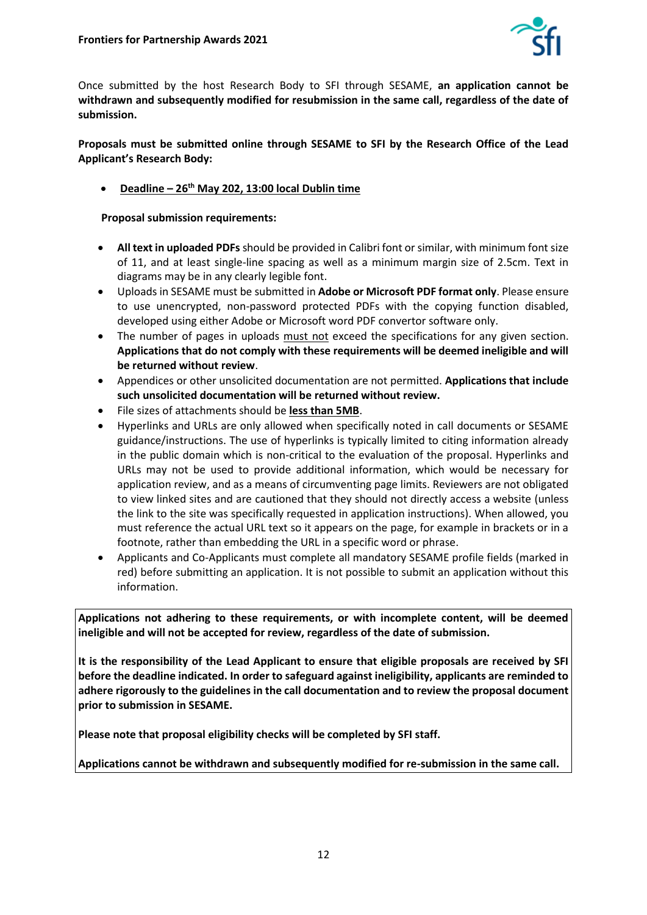Once submitted by the host Research Body to SFI through SESAME, **an application cannot be withdrawn and subsequently modified for resubmission in the same call, regardless of the date of submission.**

**Proposals must be submitted online through SESAME to SFI by the Research Office of the Lead Applicant's Research Body:**

- **Deadline – 26th May 202, 13:00 local Dublin time**

**Proposal submission requirements:**

- **All text in uploaded PDFs** should be provided in Calibri font or similar, with minimum font size of 11, and at least single-line spacing as well as a minimum margin size of 2.5cm. Text in diagrams may be in any clearly legible font.
- Uploads in SESAME must be submitted in **Adobe or Microsoft PDF format only**. Please ensure to use unencrypted, non-password protected PDFs with the copying function disabled, developed using either Adobe or Microsoft word PDF convertor software only.
- The number of pages in uploads must not exceed the specifications for any given section. **Applications that do not comply with these requirements will be deemed ineligible and will be returned without review**.
- Appendices or other unsolicited documentation are not permitted. **Applications that include such unsolicited documentation will be returned without review.**
- File sizes of attachments should be **less than 5MB**.
- Hyperlinks and URLs are only allowed when specifically noted in call documents or SESAME guidance/instructions. The use of hyperlinks is typically limited to citing information already in the public domain which is non-critical to the evaluation of the proposal. Hyperlinks and URLs may not be used to provide additional information, which would be necessary for application review, and as a means of circumventing page limits. Reviewers are not obligated to view linked sites and are cautioned that they should not directly access a website (unless the link to the site was specifically requested in application instructions). When allowed, you must reference the actual URL text so it appears on the page, for example in brackets or in a footnote, rather than embedding the URL in a specific word or phrase.
- Applicants and Co-Applicants must complete all mandatory SESAME profile fields (marked in red) before submitting an application. It is not possible to submit an application without this information.

**Applications not adhering to these requirements, or with incomplete content, will be deemed ineligible and will not be accepted for review, regardless of the date of submission.**

**It is the responsibility of the Lead Applicant to ensure that eligible proposals are received by SFI before the deadline indicated. In order to safeguard against ineligibility, applicants are reminded to adhere rigorously to the guidelines in the call documentation and to review the proposal document prior to submission in SESAME.**

**Please note that proposal eligibility checks will be completed by SFI staff.**

**Applications cannot be withdrawn and subsequently modified for re-submission in the same call.**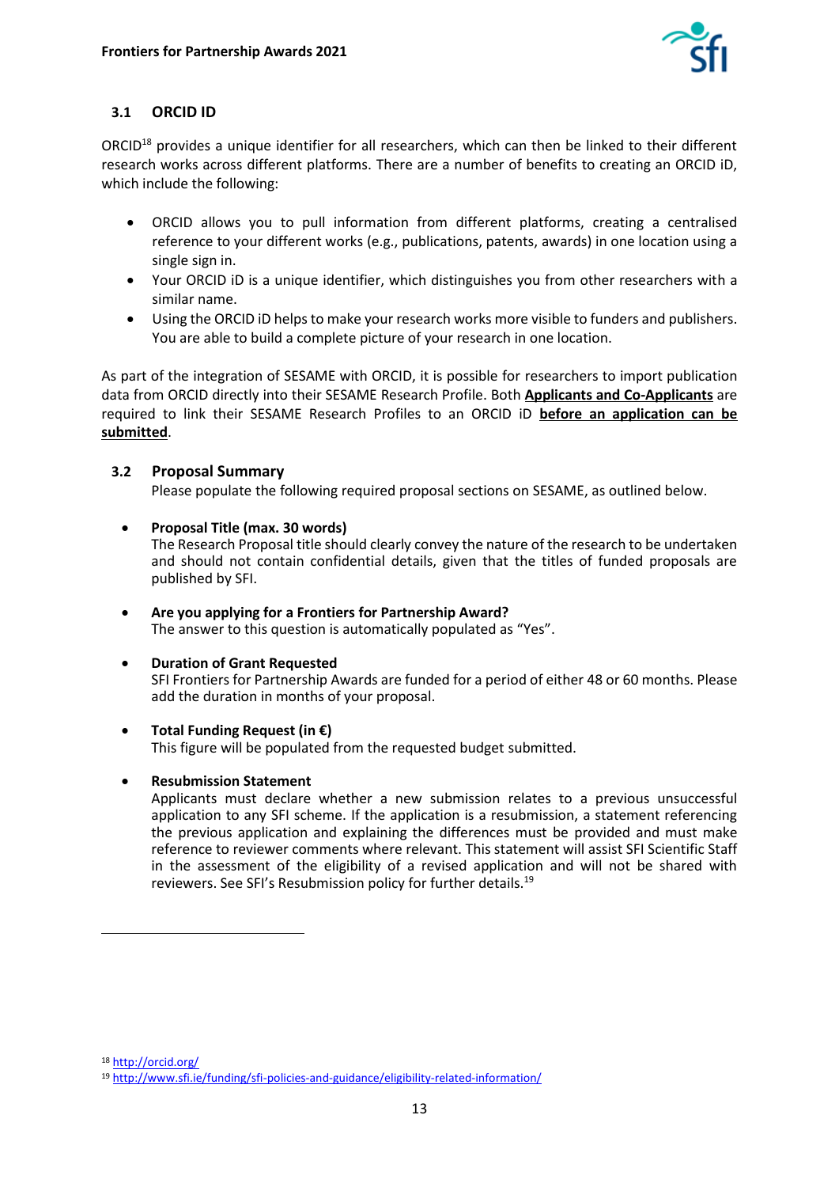### 3.1 ORCID ID

ORCID[18] provides a unique identifier for all researchers, which can then be linked to their different research works across different platforms. There are a number of benefits to creating an ORCID iD, which include the following:

- ORCID allows you to pull information from different platforms, creating a centralised reference to your different works (e.g., publications, patents, awards) in one location using a single sign in.
- Your ORCID iD is a unique identifier, which distinguishes you from other researchers with a similar name.
- Using the ORCID iD helps to make your research works more visible to funders and publishers. You are able to build a complete picture of your research in one location.

As part of the integration of SESAME with ORCID, it is possible for researchers to import publication data from ORCID directly into their SESAME Research Profile. Both **<u>Applicants and Co-Applicants</u>** are required to link their SESAME Research Profiles to an ORCID iD **<u>before an application can be submitted</u>**.

### 3.2 Proposal Summary

Please populate the following required proposal sections on SESAME, as outlined below.

- **Proposal Title (max. 30 words)**
  The Research Proposal title should clearly convey the nature of the research to be undertaken and should not contain confidential details, given that the titles of funded proposals are published by SFI.

- **Are you applying for a Frontiers for Partnership Award?**
  The answer to this question is automatically populated as "Yes".

- **Duration of Grant Requested**
  SFI Frontiers for Partnership Awards are funded for a period of either 48 or 60 months. Please add the duration in months of your proposal.

- **Total Funding Request (in €)**
  This figure will be populated from the requested budget submitted.

- **Resubmission Statement**
  Applicants must declare whether a new submission relates to a previous unsuccessful application to any SFI scheme. If the application is a resubmission, a statement referencing the previous application and explaining the differences must be provided and must make reference to reviewer comments where relevant. This statement will assist SFI Scientific Staff in the assessment of the eligibility of a revised application and will not be shared with reviewers. See SFI's Resubmission policy for further details.[19]

---

[18] http://orcid.org/

[19] http://www.sfi.ie/funding/sfi-policies-and-guidance/eligibility-related-information/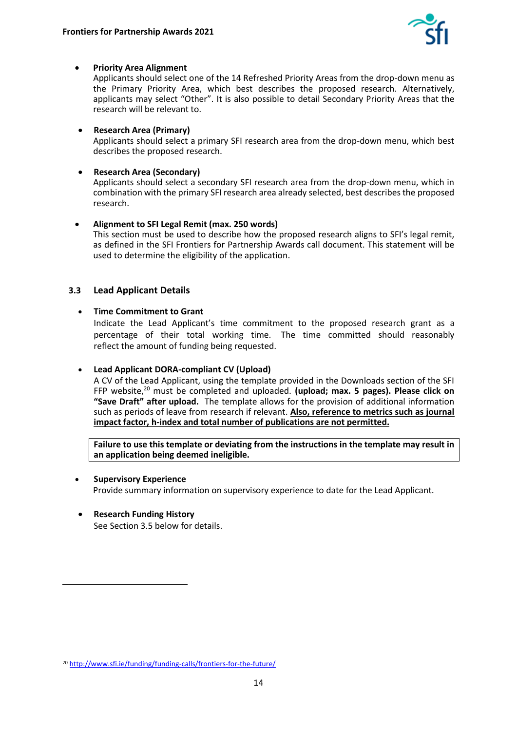- **Priority Area Alignment**
  Applicants should select one of the 14 Refreshed Priority Areas from the drop-down menu as the Primary Priority Area, which best describes the proposed research. Alternatively, applicants may select "Other". It is also possible to detail Secondary Priority Areas that the research will be relevant to.

- **Research Area (Primary)**
  Applicants should select a primary SFI research area from the drop-down menu, which best describes the proposed research.

- **Research Area (Secondary)**
  Applicants should select a secondary SFI research area from the drop-down menu, which in combination with the primary SFI research area already selected, best describes the proposed research.

- **Alignment to SFI Legal Remit (max. 250 words)**
  This section must be used to describe how the proposed research aligns to SFI's legal remit, as defined in the SFI Frontiers for Partnership Awards call document. This statement will be used to determine the eligibility of the application.

### 3.3 Lead Applicant Details

- **Time Commitment to Grant**
  Indicate the Lead Applicant's time commitment to the proposed research grant as a percentage of their total working time. The time committed should reasonably reflect the amount of funding being requested.

- **Lead Applicant DORA-compliant CV (Upload)**
  A CV of the Lead Applicant, using the template provided in the Downloads section of the SFI FFP website,[20] must be completed and uploaded. **(upload; max. 5 pages). Please click on "Save Draft" after upload.** The template allows for the provision of additional information such as periods of leave from research if relevant. **Also, reference to metrics such as journal impact factor, h-index and total number of publications are not permitted.**

  **Failure to use this template or deviating from the instructions in the template may result in an application being deemed ineligible.**

- **Supervisory Experience**
  Provide summary information on supervisory experience to date for the Lead Applicant.

- **Research Funding History**
  See Section 3.5 below for details.

[20] http://www.sfi.ie/funding/funding-calls/frontiers-for-the-future/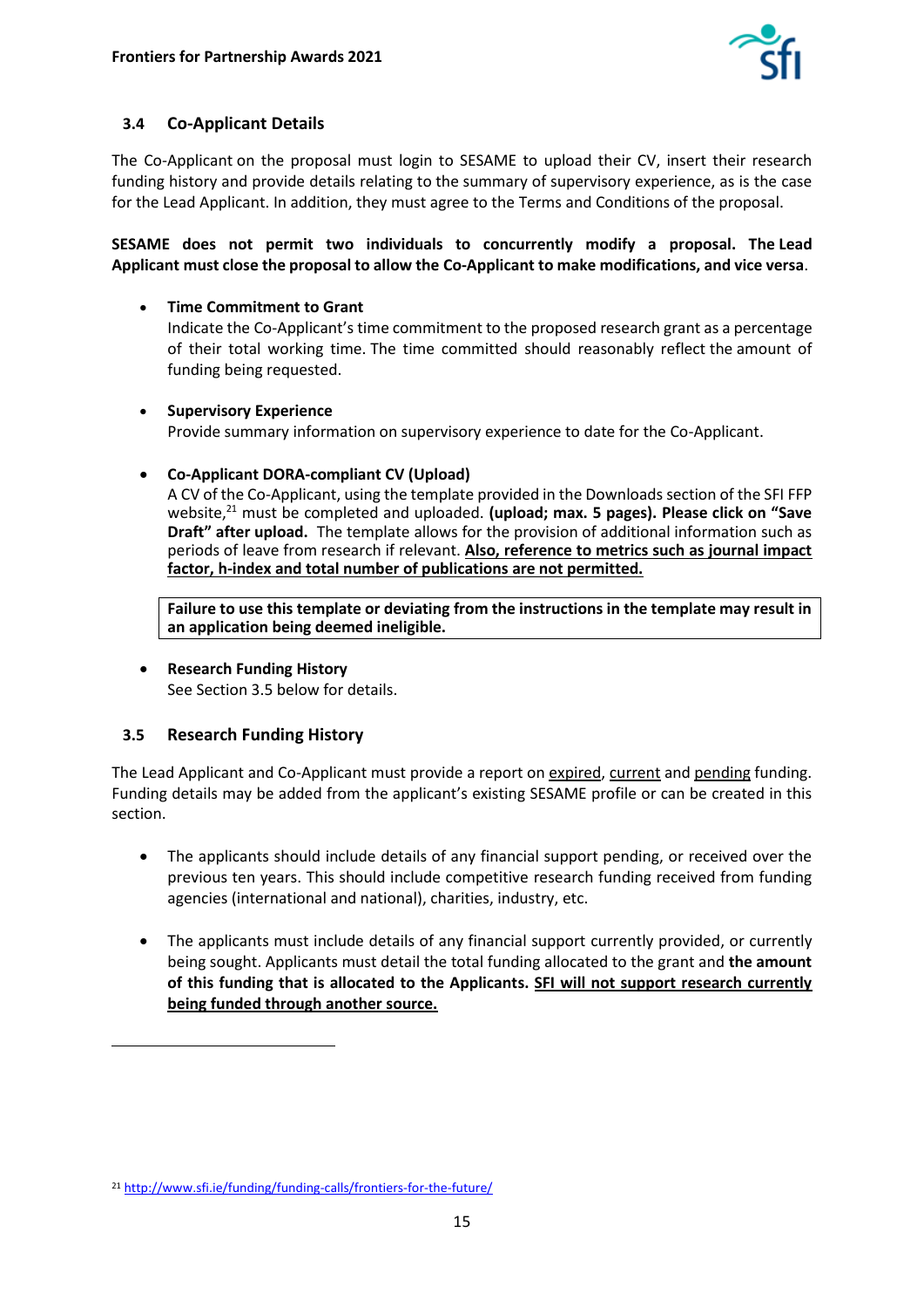### 3.4 Co-Applicant Details

The Co-Applicant on the proposal must login to SESAME to upload their CV, insert their research funding history and provide details relating to the summary of supervisory experience, as is the case for the Lead Applicant. In addition, they must agree to the Terms and Conditions of the proposal.

**SESAME does not permit two individuals to concurrently modify a proposal. The Lead Applicant must close the proposal to allow the Co-Applicant to make modifications, and vice versa**.

- **Time Commitment to Grant**
  Indicate the Co-Applicant's time commitment to the proposed research grant as a percentage of their total working time. The time committed should reasonably reflect the amount of funding being requested.

- **Supervisory Experience**
  Provide summary information on supervisory experience to date for the Co-Applicant.

- **Co-Applicant DORA-compliant CV (Upload)**
  A CV of the Co-Applicant, using the template provided in the Downloads section of the SFI FFP website,[21] must be completed and uploaded. **(upload; max. 5 pages). Please click on "Save Draft" after upload.** The template allows for the provision of additional information such as periods of leave from research if relevant. **Also, reference to metrics such as journal impact factor, h-index and total number of publications are not permitted.**

  | **Failure to use this template or deviating from the instructions in the template may result in an application being deemed ineligible.** |
  |---|

- **Research Funding History**
  See Section 3.5 below for details.

### 3.5 Research Funding History

The Lead Applicant and Co-Applicant must provide a report on expired, current and pending funding. Funding details may be added from the applicant's existing SESAME profile or can be created in this section.

- The applicants should include details of any financial support pending, or received over the previous ten years. This should include competitive research funding received from funding agencies (international and national), charities, industry, etc.

- The applicants must include details of any financial support currently provided, or currently being sought. Applicants must detail the total funding allocated to the grant and **the amount of this funding that is allocated to the Applicants. SFI will not support research currently being funded through another source.**

---

[21] http://www.sfi.ie/funding/funding-calls/frontiers-for-the-future/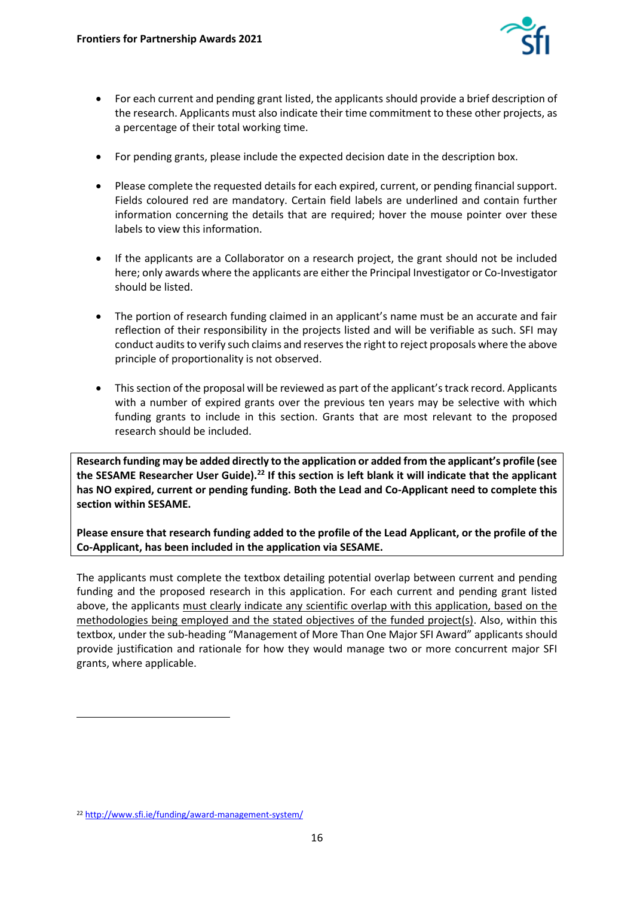- For each current and pending grant listed, the applicants should provide a brief description of the research. Applicants must also indicate their time commitment to these other projects, as a percentage of their total working time.

- For pending grants, please include the expected decision date in the description box.

- Please complete the requested details for each expired, current, or pending financial support. Fields coloured red are mandatory. Certain field labels are underlined and contain further information concerning the details that are required; hover the mouse pointer over these labels to view this information.

- If the applicants are a Collaborator on a research project, the grant should not be included here; only awards where the applicants are either the Principal Investigator or Co-Investigator should be listed.

- The portion of research funding claimed in an applicant's name must be an accurate and fair reflection of their responsibility in the projects listed and will be verifiable as such. SFI may conduct audits to verify such claims and reserves the right to reject proposals where the above principle of proportionality is not observed.

- This section of the proposal will be reviewed as part of the applicant's track record. Applicants with a number of expired grants over the previous ten years may be selective with which funding grants to include in this section. Grants that are most relevant to the proposed research should be included.

**Research funding may be added directly to the application or added from the applicant's profile (see the SESAME Researcher User Guide).[22] If this section is left blank it will indicate that the applicant has NO expired, current or pending funding. Both the Lead and Co-Applicant need to complete this section within SESAME.**

**Please ensure that research funding added to the profile of the Lead Applicant, or the profile of the Co-Applicant, has been included in the application via SESAME.**

The applicants must complete the textbox detailing potential overlap between current and pending funding and the proposed research in this application. For each current and pending grant listed above, the applicants must clearly indicate any scientific overlap with this application, based on the methodologies being employed and the stated objectives of the funded project(s). Also, within this textbox, under the sub-heading "Management of More Than One Major SFI Award" applicants should provide justification and rationale for how they would manage two or more concurrent major SFI grants, where applicable.

---

[22] http://www.sfi.ie/funding/award-management-system/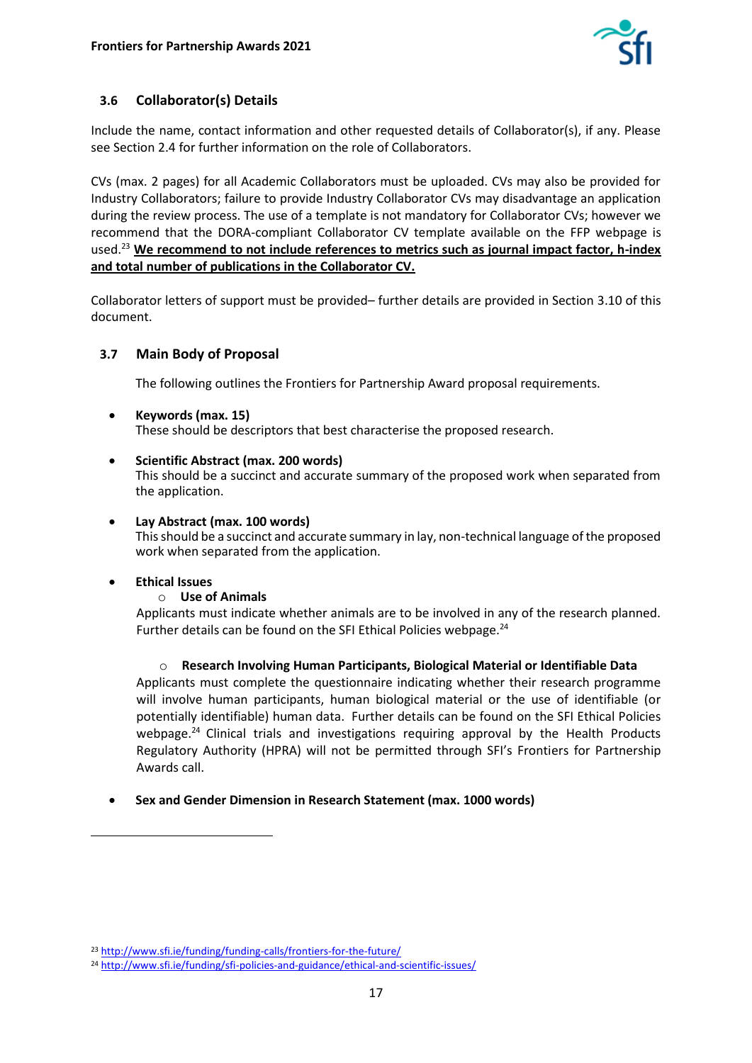### 3.6 Collaborator(s) Details

Include the name, contact information and other requested details of Collaborator(s), if any. Please see Section 2.4 for further information on the role of Collaborators.

CVs (max. 2 pages) for all Academic Collaborators must be uploaded. CVs may also be provided for Industry Collaborators; failure to provide Industry Collaborator CVs may disadvantage an application during the review process. The use of a template is not mandatory for Collaborator CVs; however we recommend that the DORA-compliant Collaborator CV template available on the FFP webpage is used.[23] **We recommend to not include references to metrics such as journal impact factor, h-index and total number of publications in the Collaborator CV.**

Collaborator letters of support must be provided– further details are provided in Section 3.10 of this document.

### 3.7 Main Body of Proposal

The following outlines the Frontiers for Partnership Award proposal requirements.

- **Keywords (max. 15)**
  These should be descriptors that best characterise the proposed research.

- **Scientific Abstract (max. 200 words)**
  This should be a succinct and accurate summary of the proposed work when separated from the application.

- **Lay Abstract (max. 100 words)**
  This should be a succinct and accurate summary in lay, non-technical language of the proposed work when separated from the application.

- **Ethical Issues**
  - **Use of Animals**

  Applicants must indicate whether animals are to be involved in any of the research planned. Further details can be found on the SFI Ethical Policies webpage.[24]

  - **Research Involving Human Participants, Biological Material or Identifiable Data**

  Applicants must complete the questionnaire indicating whether their research programme will involve human participants, human biological material or the use of identifiable (or potentially identifiable) human data. Further details can be found on the SFI Ethical Policies webpage.[24] Clinical trials and investigations requiring approval by the Health Products Regulatory Authority (HPRA) will not be permitted through SFI's Frontiers for Partnership Awards call.

- **Sex and Gender Dimension in Research Statement (max. 1000 words)**

---

[23] http://www.sfi.ie/funding/funding-calls/frontiers-for-the-future/

[24] http://www.sfi.ie/funding/sfi-policies-and-guidance/ethical-and-scientific-issues/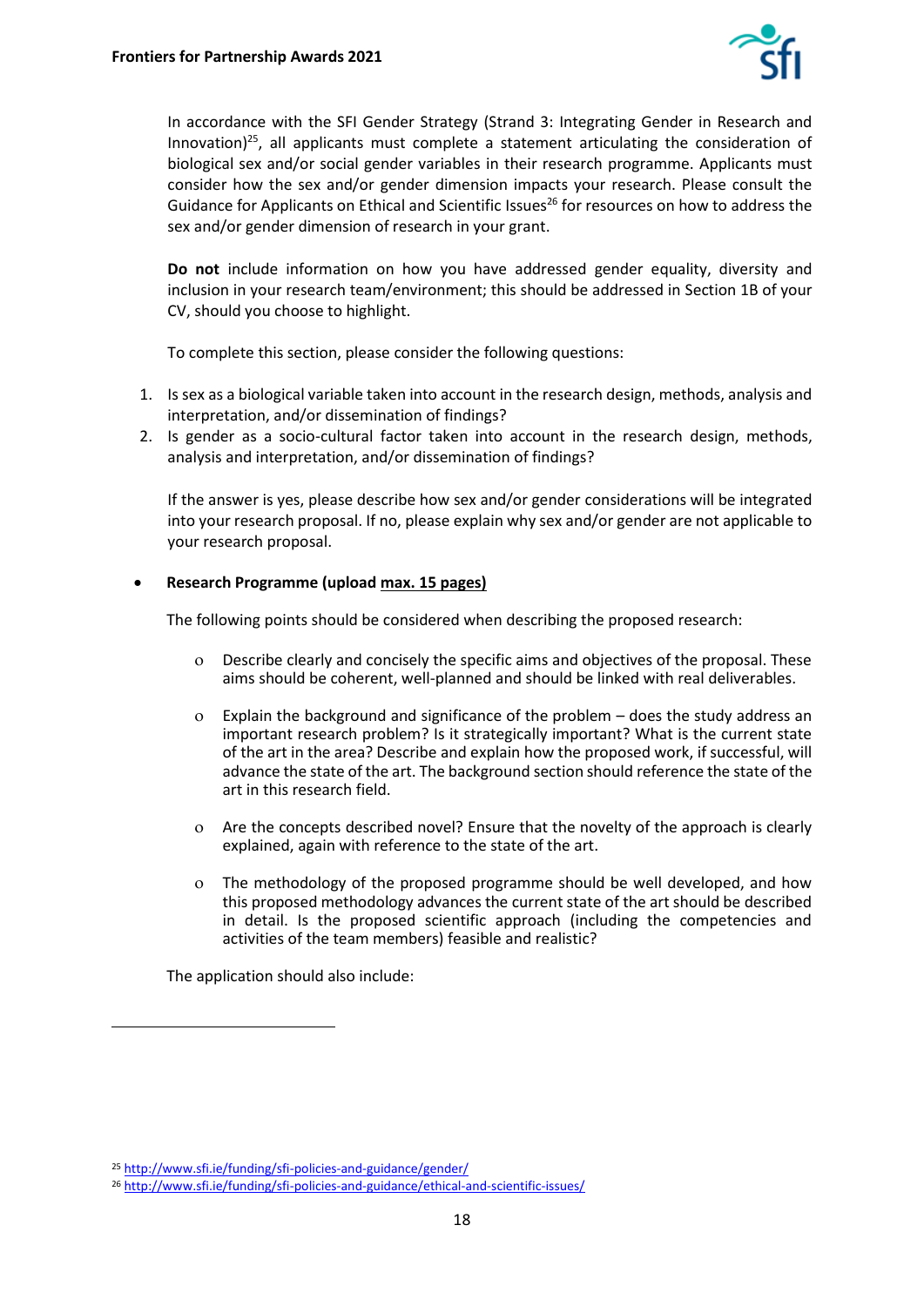In accordance with the SFI Gender Strategy (Strand 3: Integrating Gender in Research and Innovation)[25], all applicants must complete a statement articulating the consideration of biological sex and/or social gender variables in their research programme. Applicants must consider how the sex and/or gender dimension impacts your research. Please consult the Guidance for Applicants on Ethical and Scientific Issues[26] for resources on how to address the sex and/or gender dimension of research in your grant.

**Do not** include information on how you have addressed gender equality, diversity and inclusion in your research team/environment; this should be addressed in Section 1B of your CV, should you choose to highlight.

To complete this section, please consider the following questions:

1. Is sex as a biological variable taken into account in the research design, methods, analysis and interpretation, and/or dissemination of findings?
2. Is gender as a socio-cultural factor taken into account in the research design, methods, analysis and interpretation, and/or dissemination of findings?

If the answer is yes, please describe how sex and/or gender considerations will be integrated into your research proposal. If no, please explain why sex and/or gender are not applicable to your research proposal.

- **Research Programme (upload max. 15 pages)**

  The following points should be considered when describing the proposed research:

  - Describe clearly and concisely the specific aims and objectives of the proposal. These aims should be coherent, well-planned and should be linked with real deliverables.

  - Explain the background and significance of the problem – does the study address an important research problem? Is it strategically important? What is the current state of the art in the area? Describe and explain how the proposed work, if successful, will advance the state of the art. The background section should reference the state of the art in this research field.

  - Are the concepts described novel? Ensure that the novelty of the approach is clearly explained, again with reference to the state of the art.

  - The methodology of the proposed programme should be well developed, and how this proposed methodology advances the current state of the art should be described in detail. Is the proposed scientific approach (including the competencies and activities of the team members) feasible and realistic?

  The application should also include:

[25] http://www.sfi.ie/funding/sfi-policies-and-guidance/gender/

[26] http://www.sfi.ie/funding/sfi-policies-and-guidance/ethical-and-scientific-issues/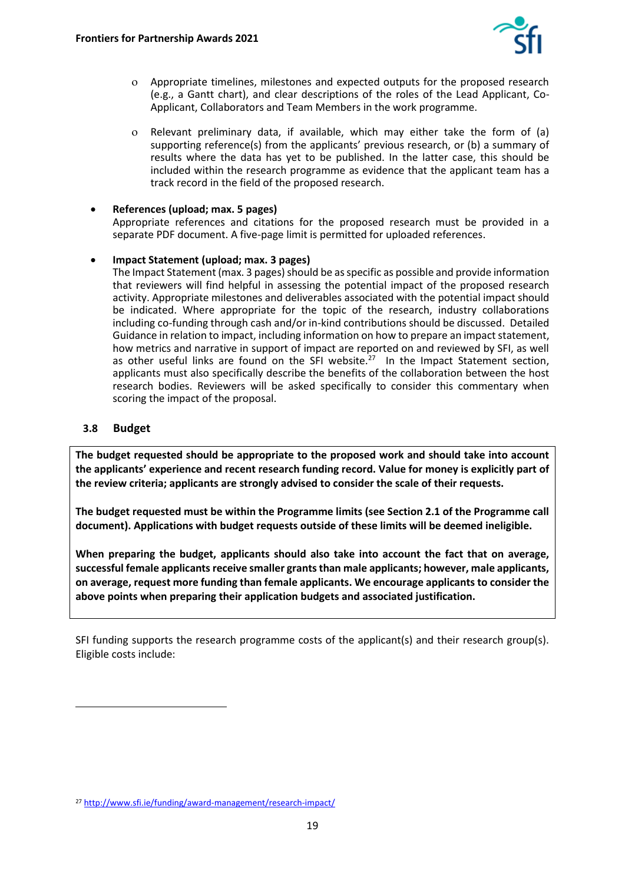- Appropriate timelines, milestones and expected outputs for the proposed research (e.g., a Gantt chart), and clear descriptions of the roles of the Lead Applicant, Co-Applicant, Collaborators and Team Members in the work programme.
- Relevant preliminary data, if available, which may either take the form of (a) supporting reference(s) from the applicants' previous research, or (b) a summary of results where the data has yet to be published. In the latter case, this should be included within the research programme as evidence that the applicant team has a track record in the field of the proposed research.

- **References (upload; max. 5 pages)**
  Appropriate references and citations for the proposed research must be provided in a separate PDF document. A five-page limit is permitted for uploaded references.

- **Impact Statement (upload; max. 3 pages)**
  The Impact Statement (max. 3 pages) should be as specific as possible and provide information that reviewers will find helpful in assessing the potential impact of the proposed research activity. Appropriate milestones and deliverables associated with the potential impact should be indicated. Where appropriate for the topic of the research, industry collaborations including co-funding through cash and/or in-kind contributions should be discussed. Detailed Guidance in relation to impact, including information on how to prepare an impact statement, how metrics and narrative in support of impact are reported on and reviewed by SFI, as well as other useful links are found on the SFI website.[27] In the Impact Statement section, applicants must also specifically describe the benefits of the collaboration between the host research bodies. Reviewers will be asked specifically to consider this commentary when scoring the impact of the proposal.

### 3.8 Budget

**The budget requested should be appropriate to the proposed work and should take into account the applicants' experience and recent research funding record. Value for money is explicitly part of the review criteria; applicants are strongly advised to consider the scale of their requests.**

**The budget requested must be within the Programme limits (see Section 2.1 of the Programme call document). Applications with budget requests outside of these limits will be deemed ineligible.**

**When preparing the budget, applicants should also take into account the fact that on average, successful female applicants receive smaller grants than male applicants; however, male applicants, on average, request more funding than female applicants. We encourage applicants to consider the above points when preparing their application budgets and associated justification.**

SFI funding supports the research programme costs of the applicant(s) and their research group(s). Eligible costs include:

---

[27] http://www.sfi.ie/funding/award-management/research-impact/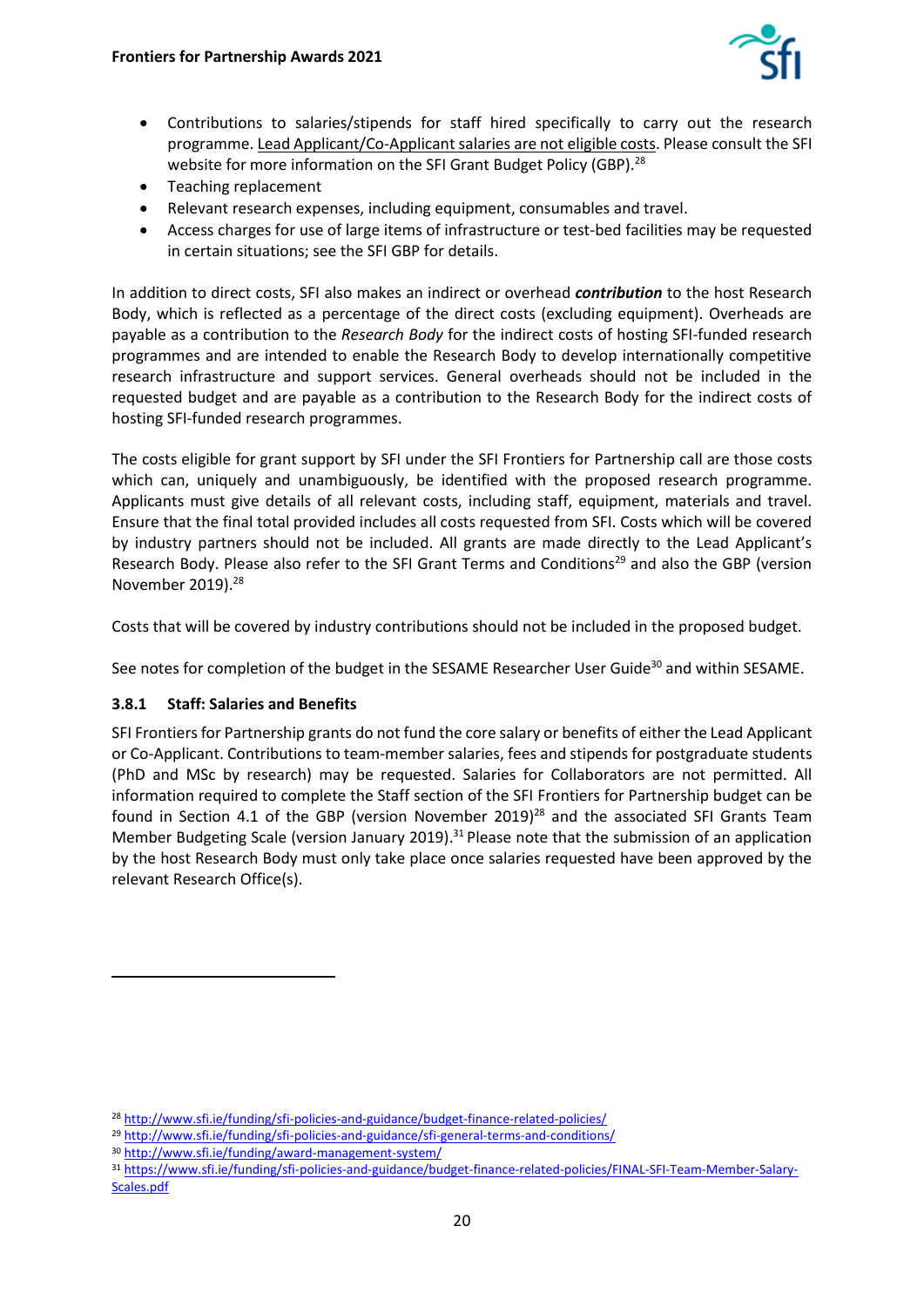- Contributions to salaries/stipends for staff hired specifically to carry out the research programme. Lead Applicant/Co-Applicant salaries are not eligible costs. Please consult the SFI website for more information on the SFI Grant Budget Policy (GBP).[28]
- Teaching replacement
- Relevant research expenses, including equipment, consumables and travel.
- Access charges for use of large items of infrastructure or test-bed facilities may be requested in certain situations; see the SFI GBP for details.

In addition to direct costs, SFI also makes an indirect or overhead ***contribution*** to the host Research Body, which is reflected as a percentage of the direct costs (excluding equipment). Overheads are payable as a contribution to the *Research Body* for the indirect costs of hosting SFI-funded research programmes and are intended to enable the Research Body to develop internationally competitive research infrastructure and support services. General overheads should not be included in the requested budget and are payable as a contribution to the Research Body for the indirect costs of hosting SFI-funded research programmes.

The costs eligible for grant support by SFI under the SFI Frontiers for Partnership call are those costs which can, uniquely and unambiguously, be identified with the proposed research programme. Applicants must give details of all relevant costs, including staff, equipment, materials and travel. Ensure that the final total provided includes all costs requested from SFI. Costs which will be covered by industry partners should not be included. All grants are made directly to the Lead Applicant's Research Body. Please also refer to the SFI Grant Terms and Conditions[29] and also the GBP (version November 2019).[28]

Costs that will be covered by industry contributions should not be included in the proposed budget.

See notes for completion of the budget in the SESAME Researcher User Guide[30] and within SESAME.

### 3.8.1 Staff: Salaries and Benefits

SFI Frontiers for Partnership grants do not fund the core salary or benefits of either the Lead Applicant or Co-Applicant. Contributions to team-member salaries, fees and stipends for postgraduate students (PhD and MSc by research) may be requested. Salaries for Collaborators are not permitted. All information required to complete the Staff section of the SFI Frontiers for Partnership budget can be found in Section 4.1 of the GBP (version November 2019)[28] and the associated SFI Grants Team Member Budgeting Scale (version January 2019).[31] Please note that the submission of an application by the host Research Body must only take place once salaries requested have been approved by the relevant Research Office(s).

---

[28] http://www.sfi.ie/funding/sfi-policies-and-guidance/budget-finance-related-policies/

[29] http://www.sfi.ie/funding/sfi-policies-and-guidance/sfi-general-terms-and-conditions/

[30] http://www.sfi.ie/funding/award-management-system/

[31] https://www.sfi.ie/funding/sfi-policies-and-guidance/budget-finance-related-policies/FINAL-SFI-Team-Member-Salary-Scales.pdf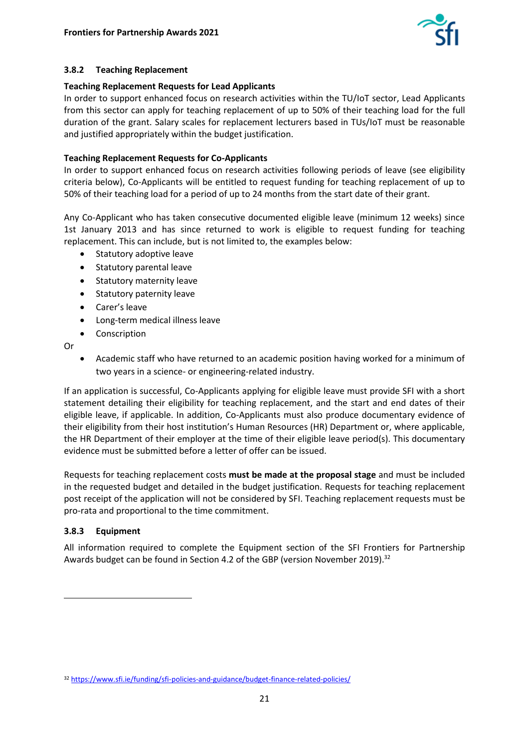### 3.8.2 Teaching Replacement

**Teaching Replacement Requests for Lead Applicants**

In order to support enhanced focus on research activities within the TU/IoT sector, Lead Applicants from this sector can apply for teaching replacement of up to 50% of their teaching load for the full duration of the grant. Salary scales for replacement lecturers based in TUs/IoT must be reasonable and justified appropriately within the budget justification.

**Teaching Replacement Requests for Co-Applicants**

In order to support enhanced focus on research activities following periods of leave (see eligibility criteria below), Co-Applicants will be entitled to request funding for teaching replacement of up to 50% of their teaching load for a period of up to 24 months from the start date of their grant.

Any Co-Applicant who has taken consecutive documented eligible leave (minimum 12 weeks) since 1st January 2013 and has since returned to work is eligible to request funding for teaching replacement. This can include, but is not limited to, the examples below:

- Statutory adoptive leave
- Statutory parental leave
- Statutory maternity leave
- Statutory paternity leave
- Carer's leave
- Long-term medical illness leave
- Conscription

Or

- Academic staff who have returned to an academic position having worked for a minimum of two years in a science- or engineering-related industry.

If an application is successful, Co-Applicants applying for eligible leave must provide SFI with a short statement detailing their eligibility for teaching replacement, and the start and end dates of their eligible leave, if applicable. In addition, Co-Applicants must also produce documentary evidence of their eligibility from their host institution's Human Resources (HR) Department or, where applicable, the HR Department of their employer at the time of their eligible leave period(s). This documentary evidence must be submitted before a letter of offer can be issued.

Requests for teaching replacement costs **must be made at the proposal stage** and must be included in the requested budget and detailed in the budget justification. Requests for teaching replacement post receipt of the application will not be considered by SFI. Teaching replacement requests must be pro-rata and proportional to the time commitment.

### 3.8.3 Equipment

All information required to complete the Equipment section of the SFI Frontiers for Partnership Awards budget can be found in Section 4.2 of the GBP (version November 2019).[32]

[32] https://www.sfi.ie/funding/sfi-policies-and-guidance/budget-finance-related-policies/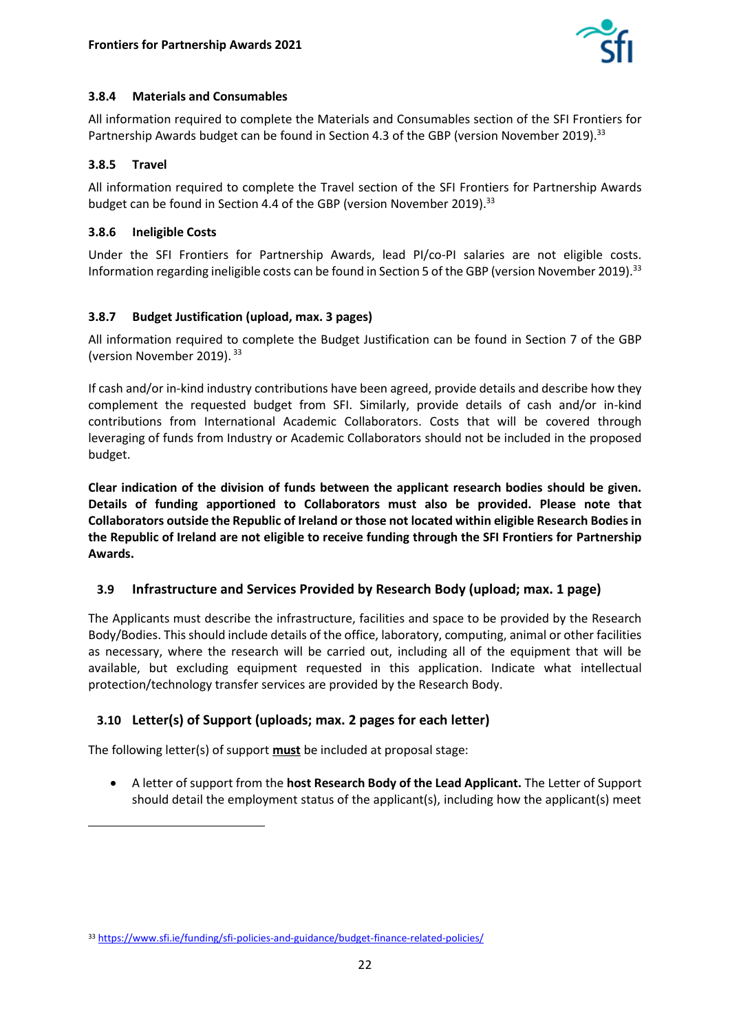#### 3.8.4 Materials and Consumables

All information required to complete the Materials and Consumables section of the SFI Frontiers for Partnership Awards budget can be found in Section 4.3 of the GBP (version November 2019).[33]

#### 3.8.5 Travel

All information required to complete the Travel section of the SFI Frontiers for Partnership Awards budget can be found in Section 4.4 of the GBP (version November 2019).[33]

#### 3.8.6 Ineligible Costs

Under the SFI Frontiers for Partnership Awards, lead PI/co-PI salaries are not eligible costs. Information regarding ineligible costs can be found in Section 5 of the GBP (version November 2019).[33]

#### 3.8.7 Budget Justification (upload, max. 3 pages)

All information required to complete the Budget Justification can be found in Section 7 of the GBP (version November 2019).[33]

If cash and/or in-kind industry contributions have been agreed, provide details and describe how they complement the requested budget from SFI. Similarly, provide details of cash and/or in-kind contributions from International Academic Collaborators. Costs that will be covered through leveraging of funds from Industry or Academic Collaborators should not be included in the proposed budget.

**Clear indication of the division of funds between the applicant research bodies should be given. Details of funding apportioned to Collaborators must also be provided. Please note that Collaborators outside the Republic of Ireland or those not located within eligible Research Bodies in the Republic of Ireland are not eligible to receive funding through the SFI Frontiers for Partnership Awards.**

### 3.9 Infrastructure and Services Provided by Research Body (upload; max. 1 page)

The Applicants must describe the infrastructure, facilities and space to be provided by the Research Body/Bodies. This should include details of the office, laboratory, computing, animal or other facilities as necessary, where the research will be carried out, including all of the equipment that will be available, but excluding equipment requested in this application. Indicate what intellectual protection/technology transfer services are provided by the Research Body.

### 3.10 Letter(s) of Support (uploads; max. 2 pages for each letter)

The following letter(s) of support **must** be included at proposal stage:

- A letter of support from the **host Research Body of the Lead Applicant.** The Letter of Support should detail the employment status of the applicant(s), including how the applicant(s) meet

[33] https://www.sfi.ie/funding/sfi-policies-and-guidance/budget-finance-related-policies/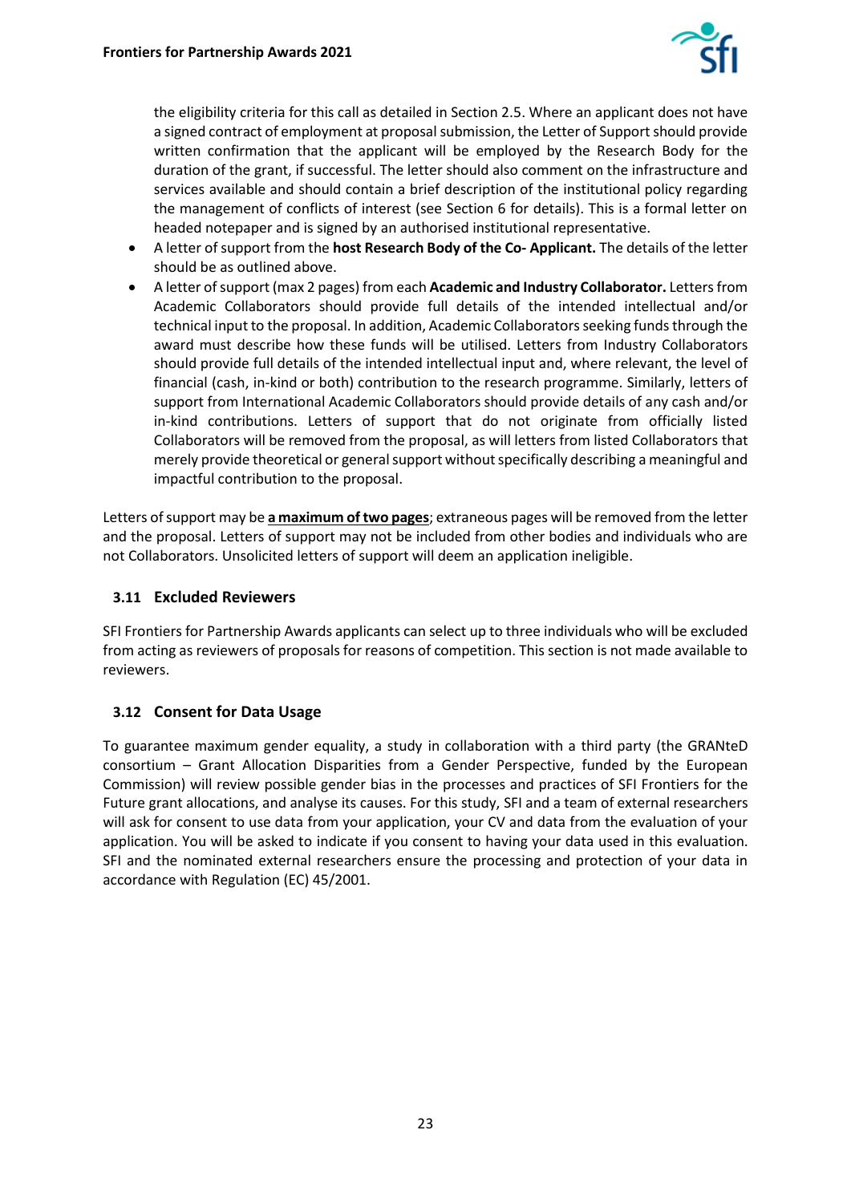the eligibility criteria for this call as detailed in Section 2.5. Where an applicant does not have a signed contract of employment at proposal submission, the Letter of Support should provide written confirmation that the applicant will be employed by the Research Body for the duration of the grant, if successful. The letter should also comment on the infrastructure and services available and should contain a brief description of the institutional policy regarding the management of conflicts of interest (see Section 6 for details). This is a formal letter on headed notepaper and is signed by an authorised institutional representative.

- A letter of support from the **host Research Body of the Co- Applicant.** The details of the letter should be as outlined above.
- A letter of support (max 2 pages) from each **Academic and Industry Collaborator.** Letters from Academic Collaborators should provide full details of the intended intellectual and/or technical input to the proposal. In addition, Academic Collaborators seeking funds through the award must describe how these funds will be utilised. Letters from Industry Collaborators should provide full details of the intended intellectual input and, where relevant, the level of financial (cash, in-kind or both) contribution to the research programme. Similarly, letters of support from International Academic Collaborators should provide details of any cash and/or in-kind contributions. Letters of support that do not originate from officially listed Collaborators will be removed from the proposal, as will letters from listed Collaborators that merely provide theoretical or general support without specifically describing a meaningful and impactful contribution to the proposal.

Letters of support may be **a maximum of two pages**; extraneous pages will be removed from the letter and the proposal. Letters of support may not be included from other bodies and individuals who are not Collaborators. Unsolicited letters of support will deem an application ineligible.

### 3.11 Excluded Reviewers

SFI Frontiers for Partnership Awards applicants can select up to three individuals who will be excluded from acting as reviewers of proposals for reasons of competition. This section is not made available to reviewers.

### 3.12 Consent for Data Usage

To guarantee maximum gender equality, a study in collaboration with a third party (the GRANteD consortium – Grant Allocation Disparities from a Gender Perspective, funded by the European Commission) will review possible gender bias in the processes and practices of SFI Frontiers for the Future grant allocations, and analyse its causes. For this study, SFI and a team of external researchers will ask for consent to use data from your application, your CV and data from the evaluation of your application. You will be asked to indicate if you consent to having your data used in this evaluation. SFI and the nominated external researchers ensure the processing and protection of your data in accordance with Regulation (EC) 45/2001.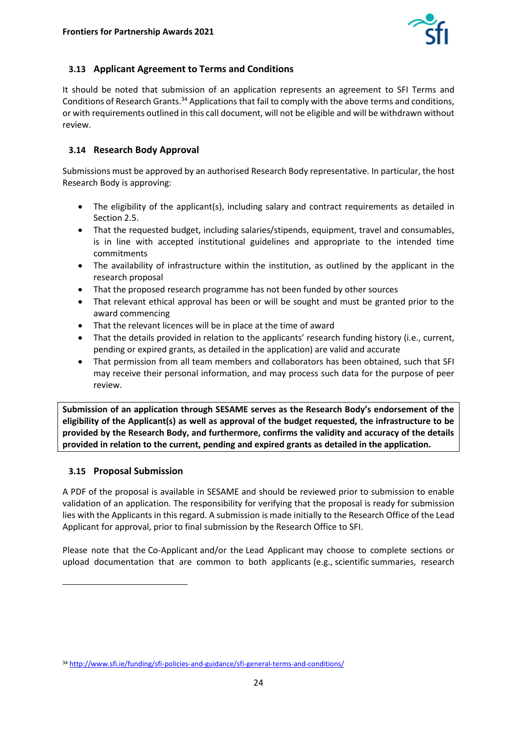### 3.13 Applicant Agreement to Terms and Conditions

It should be noted that submission of an application represents an agreement to SFI Terms and Conditions of Research Grants.[34] Applications that fail to comply with the above terms and conditions, or with requirements outlined in this call document, will not be eligible and will be withdrawn without review.

### 3.14 Research Body Approval

Submissions must be approved by an authorised Research Body representative. In particular, the host Research Body is approving:

- The eligibility of the applicant(s), including salary and contract requirements as detailed in Section 2.5.
- That the requested budget, including salaries/stipends, equipment, travel and consumables, is in line with accepted institutional guidelines and appropriate to the intended time commitments
- The availability of infrastructure within the institution, as outlined by the applicant in the research proposal
- That the proposed research programme has not been funded by other sources
- That relevant ethical approval has been or will be sought and must be granted prior to the award commencing
- That the relevant licences will be in place at the time of award
- That the details provided in relation to the applicants' research funding history (i.e., current, pending or expired grants, as detailed in the application) are valid and accurate
- That permission from all team members and collaborators has been obtained, such that SFI may receive their personal information, and may process such data for the purpose of peer review.

**Submission of an application through SESAME serves as the Research Body's endorsement of the eligibility of the Applicant(s) as well as approval of the budget requested, the infrastructure to be provided by the Research Body, and furthermore, confirms the validity and accuracy of the details provided in relation to the current, pending and expired grants as detailed in the application.**

### 3.15 Proposal Submission

A PDF of the proposal is available in SESAME and should be reviewed prior to submission to enable validation of an application. The responsibility for verifying that the proposal is ready for submission lies with the Applicants in this regard. A submission is made initially to the Research Office of the Lead Applicant for approval, prior to final submission by the Research Office to SFI.

Please note that the Co-Applicant and/or the Lead Applicant may choose to complete sections or upload documentation that are common to both applicants (e.g., scientific summaries, research

---

[34] http://www.sfi.ie/funding/sfi-policies-and-guidance/sfi-general-terms-and-conditions/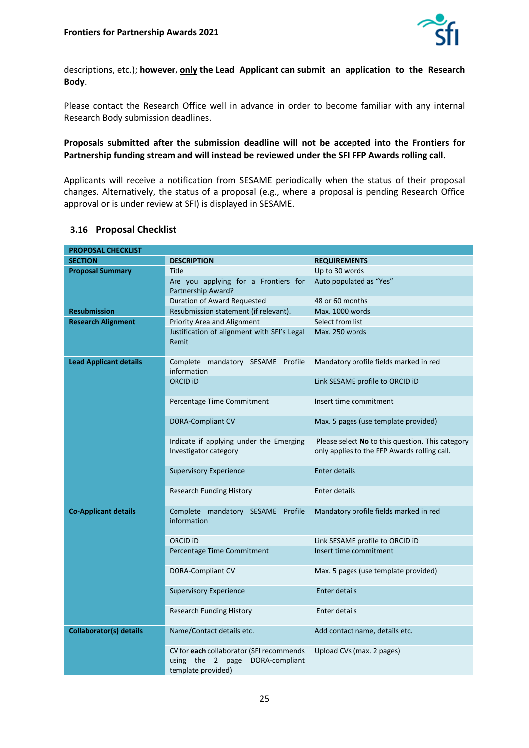descriptions, etc.); **however, only the Lead Applicant can submit an application to the Research Body**.

Please contact the Research Office well in advance in order to become familiar with any internal Research Body submission deadlines.

**Proposals submitted after the submission deadline will not be accepted into the Frontiers for Partnership funding stream and will instead be reviewed under the SFI FFP Awards rolling call.**

Applicants will receive a notification from SESAME periodically when the status of their proposal changes. Alternatively, the status of a proposal (e.g., where a proposal is pending Research Office approval or is under review at SFI) is displayed in SESAME.

### 3.16 Proposal Checklist

| PROPOSAL CHECKLIST | | |
|---|---|---|
| **SECTION** | **DESCRIPTION** | **REQUIREMENTS** |
| **Proposal Summary** | Title | Up to 30 words |
| | Are you applying for a Frontiers for Partnership Award? | Auto populated as "Yes" |
| | Duration of Award Requested | 48 or 60 months |
| **Resubmission** | Resubmission statement (if relevant). | Max. 1000 words |
| **Research Alignment** | Priority Area and Alignment | Select from list |
| | Justification of alignment with SFI's Legal Remit | Max. 250 words |
| **Lead Applicant details** | Complete mandatory SESAME Profile information | Mandatory profile fields marked in red |
| | ORCID iD | Link SESAME profile to ORCID iD |
| | Percentage Time Commitment | Insert time commitment |
| | DORA-Compliant CV | Max. 5 pages (use template provided) |
| | Indicate if applying under the Emerging Investigator category | Please select **No** to this question. This category only applies to the FFP Awards rolling call. |
| | Supervisory Experience | Enter details |
| | Research Funding History | Enter details |
| **Co-Applicant details** | Complete mandatory SESAME Profile information | Mandatory profile fields marked in red |
| | ORCID iD | Link SESAME profile to ORCID iD |
| | Percentage Time Commitment | Insert time commitment |
| | DORA-Compliant CV | Max. 5 pages (use template provided) |
| | Supervisory Experience | Enter details |
| | Research Funding History | Enter details |
| **Collaborator(s) details** | Name/Contact details etc. | Add contact name, details etc. |
| | CV for **each** collaborator (SFI recommends using the 2 page DORA-compliant template provided) | Upload CVs (max. 2 pages) |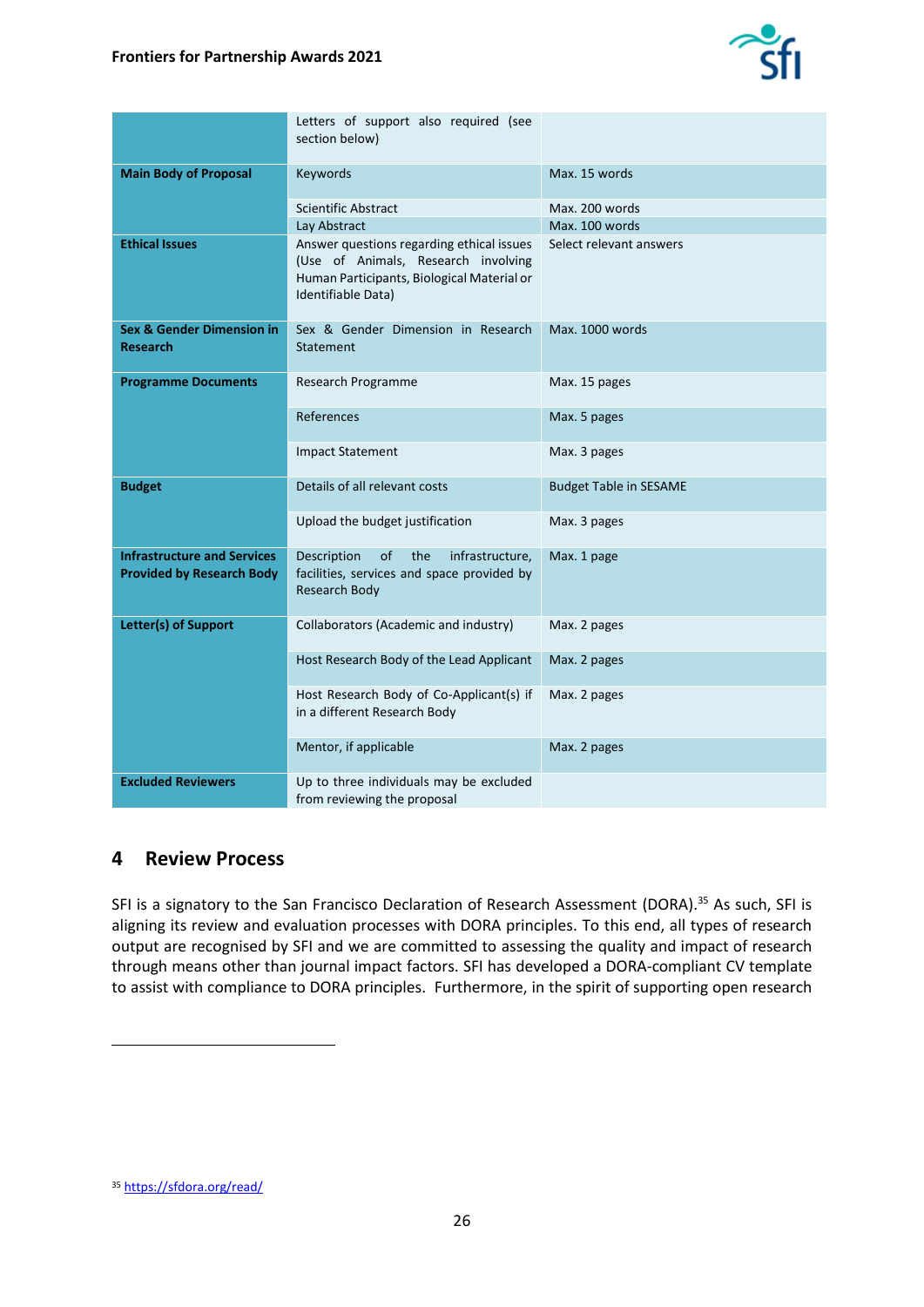| | | |
|---|---|---|
| | Letters of support also required (see section below) | |
| **Main Body of Proposal** | Keywords | Max. 15 words |
| | Scientific Abstract | Max. 200 words |
| | Lay Abstract | Max. 100 words |
| **Ethical Issues** | Answer questions regarding ethical issues (Use of Animals, Research involving Human Participants, Biological Material or Identifiable Data) | Select relevant answers |
| **Sex & Gender Dimension in Research** | Sex & Gender Dimension in Research Statement | Max. 1000 words |
| **Programme Documents** | Research Programme | Max. 15 pages |
| | References | Max. 5 pages |
| | Impact Statement | Max. 3 pages |
| **Budget** | Details of all relevant costs | Budget Table in SESAME |
| | Upload the budget justification | Max. 3 pages |
| **Infrastructure and Services Provided by Research Body** | Description of the infrastructure, facilities, services and space provided by Research Body | Max. 1 page |
| **Letter(s) of Support** | Collaborators (Academic and industry) | Max. 2 pages |
| | Host Research Body of the Lead Applicant | Max. 2 pages |
| | Host Research Body of Co-Applicant(s) if in a different Research Body | Max. 2 pages |
| | Mentor, if applicable | Max. 2 pages |
| **Excluded Reviewers** | Up to three individuals may be excluded from reviewing the proposal | |

# 4 Review Process

SFI is a signatory to the San Francisco Declaration of Research Assessment (DORA).[35] As such, SFI is aligning its review and evaluation processes with DORA principles. To this end, all types of research output are recognised by SFI and we are committed to assessing the quality and impact of research through means other than journal impact factors. SFI has developed a DORA-compliant CV template to assist with compliance to DORA principles. Furthermore, in the spirit of supporting open research

[35] https://sfdora.org/read/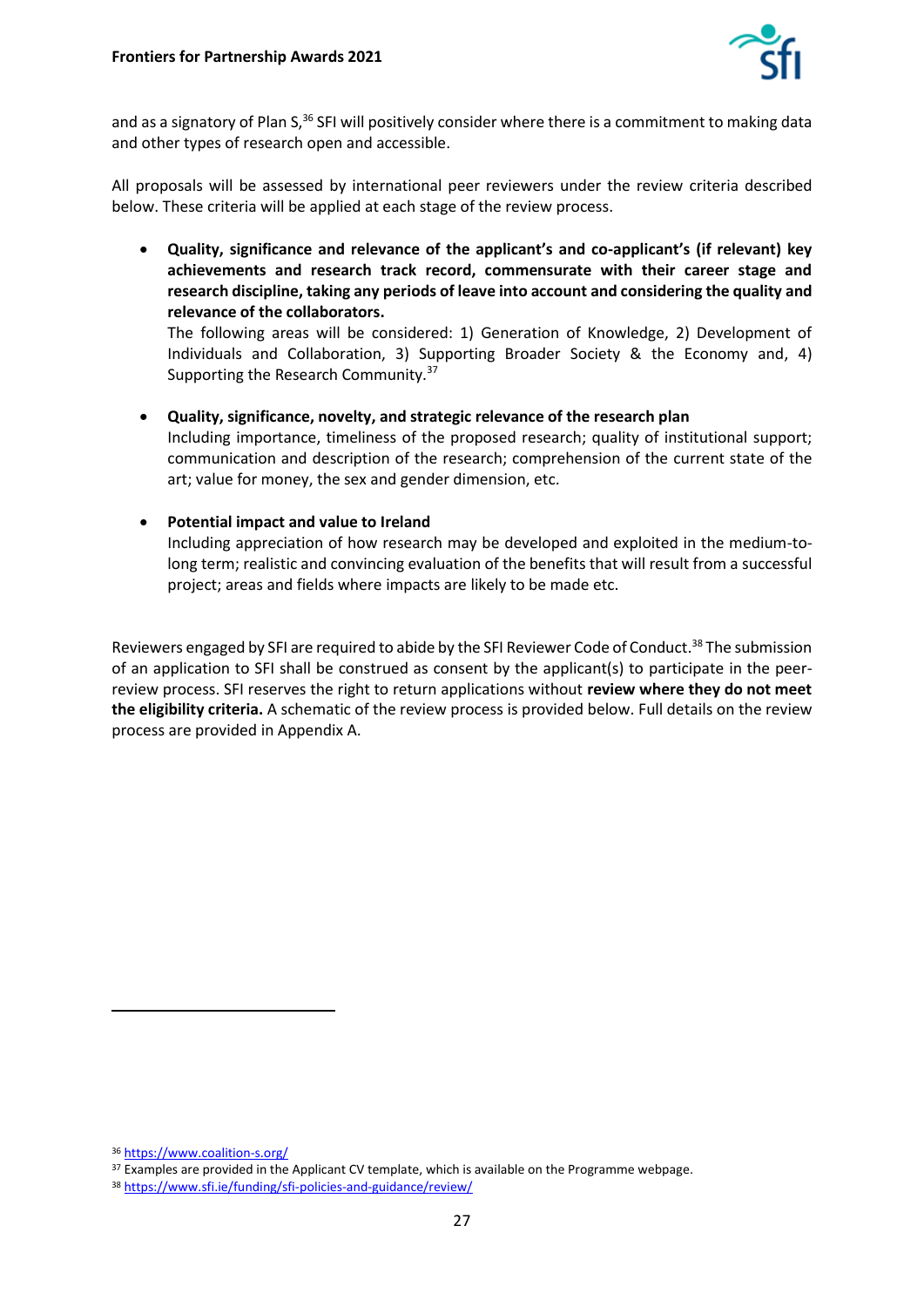and as a signatory of Plan S,[36] SFI will positively consider where there is a commitment to making data and other types of research open and accessible.

All proposals will be assessed by international peer reviewers under the review criteria described below. These criteria will be applied at each stage of the review process.

- **Quality, significance and relevance of the applicant's and co-applicant's (if relevant) key achievements and research track record, commensurate with their career stage and research discipline, taking any periods of leave into account and considering the quality and relevance of the collaborators.**
  The following areas will be considered: 1) Generation of Knowledge, 2) Development of Individuals and Collaboration, 3) Supporting Broader Society & the Economy and, 4) Supporting the Research Community.[37]

- **Quality, significance, novelty, and strategic relevance of the research plan**
  Including importance, timeliness of the proposed research; quality of institutional support; communication and description of the research; comprehension of the current state of the art; value for money, the sex and gender dimension, etc.

- **Potential impact and value to Ireland**
  Including appreciation of how research may be developed and exploited in the medium-to-long term; realistic and convincing evaluation of the benefits that will result from a successful project; areas and fields where impacts are likely to be made etc.

Reviewers engaged by SFI are required to abide by the SFI Reviewer Code of Conduct.[38] The submission of an application to SFI shall be construed as consent by the applicant(s) to participate in the peer-review process. SFI reserves the right to return applications without **review where they do not meet the eligibility criteria.** A schematic of the review process is provided below. Full details on the review process are provided in Appendix A.

---

[36] https://www.coalition-s.org/

[37] Examples are provided in the Applicant CV template, which is available on the Programme webpage.

[38] https://www.sfi.ie/funding/sfi-policies-and-guidance/review/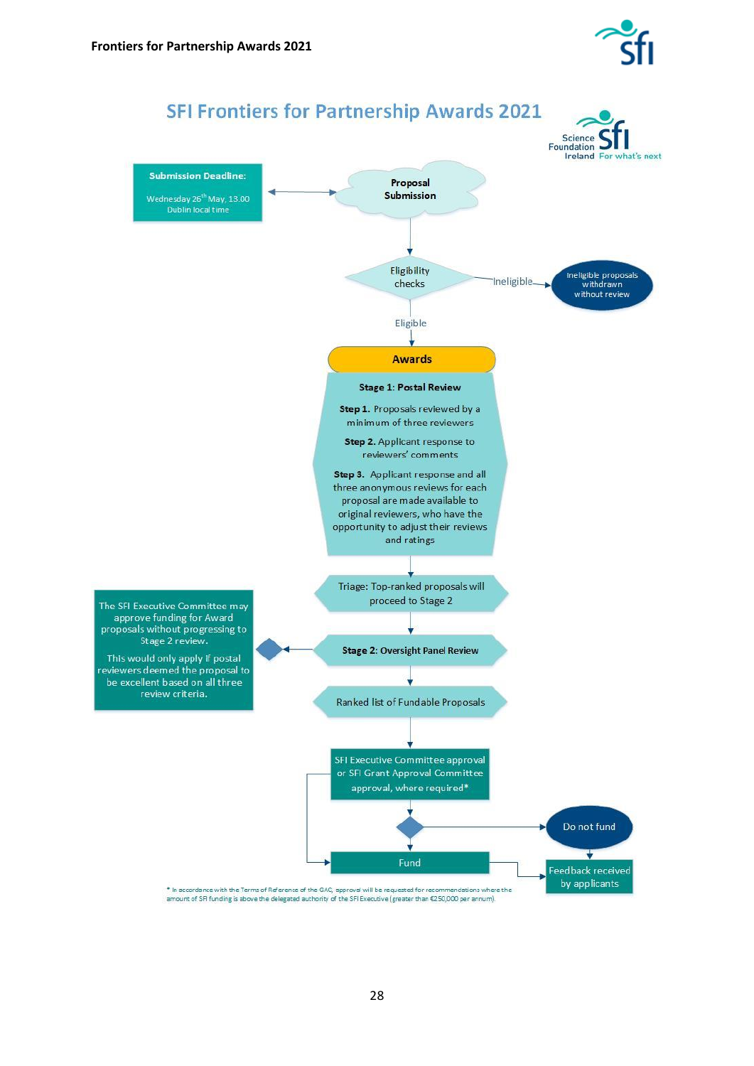## SFI Frontiers for Partnership Awards 2021

**Submission Deadline:**

Wednesday 26th May, 13.00 Dublin local time

**Proposal Submission**

Eligibility checks

Ineligible → Ineligible proposals withdrawn without review

Eligible

**Awards**

**Stage 1: Postal Review**

**Step 1.** Proposals reviewed by a minimum of three reviewers

**Step 2.** Applicant response to reviewers' comments

**Step 3.** Applicant response and all three anonymous reviews for each proposal are made available to original reviewers, who have the opportunity to adjust their reviews and ratings

Triage: Top-ranked proposals will proceed to Stage 2

**Stage 2: Oversight Panel Review**

The SFI Executive Committee may approve funding for Award proposals without progressing to Stage 2 review.

This would only apply if postal reviewers deemed the proposal to be excellent based on all three review criteria.

Ranked list of Fundable Proposals

SFI Executive Committee approval or SFI Grant Approval Committee approval, where required*

Do not fund

Fund

Feedback received by applicants

* In accordance with the Terms of Reference of the GAC, approval will be requested for recommendations where the amount of SFI funding is above the delegated authority of the SFI Executive (greater than €250,000 per annum).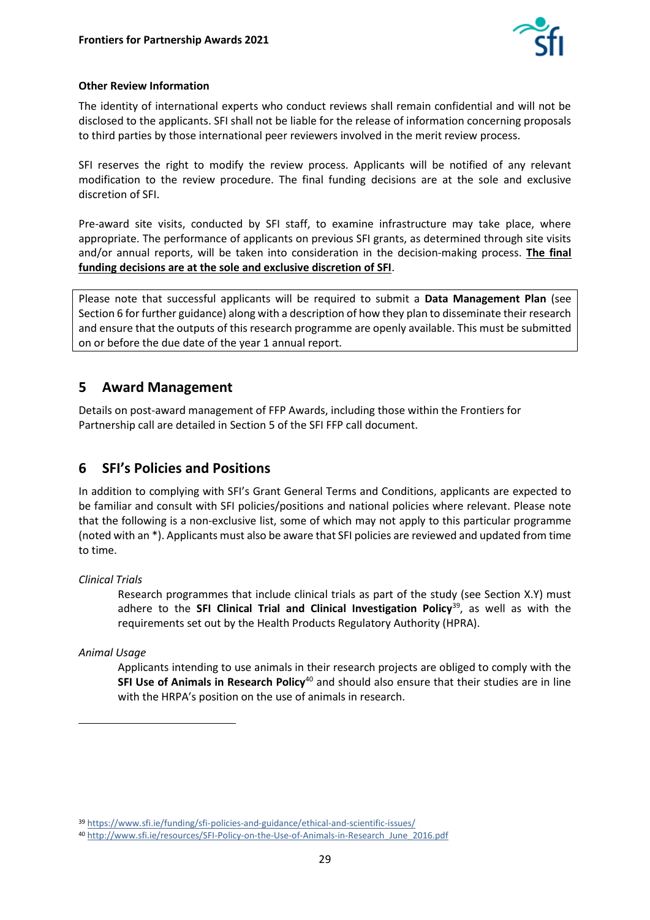**Other Review Information**

The identity of international experts who conduct reviews shall remain confidential and will not be disclosed to the applicants. SFI shall not be liable for the release of information concerning proposals to third parties by those international peer reviewers involved in the merit review process.

SFI reserves the right to modify the review process. Applicants will be notified of any relevant modification to the review procedure. The final funding decisions are at the sole and exclusive discretion of SFI.

Pre-award site visits, conducted by SFI staff, to examine infrastructure may take place, where appropriate. The performance of applicants on previous SFI grants, as determined through site visits and/or annual reports, will be taken into consideration in the decision-making process. **The final funding decisions are at the sole and exclusive discretion of SFI**.

> Please note that successful applicants will be required to submit a **Data Management Plan** (see Section 6 for further guidance) along with a description of how they plan to disseminate their research and ensure that the outputs of this research programme are openly available. This must be submitted on or before the due date of the year 1 annual report.

## 5 Award Management

Details on post-award management of FFP Awards, including those within the Frontiers for Partnership call are detailed in Section 5 of the SFI FFP call document.

## 6 SFI's Policies and Positions

In addition to complying with SFI's Grant General Terms and Conditions, applicants are expected to be familiar and consult with SFI policies/positions and national policies where relevant. Please note that the following is a non-exclusive list, some of which may not apply to this particular programme (noted with an *). Applicants must also be aware that SFI policies are reviewed and updated from time to time.

*Clinical Trials*

Research programmes that include clinical trials as part of the study (see Section X.Y) must adhere to the **SFI Clinical Trial and Clinical Investigation Policy**[39], as well as with the requirements set out by the Health Products Regulatory Authority (HPRA).

*Animal Usage*

Applicants intending to use animals in their research projects are obliged to comply with the **SFI Use of Animals in Research Policy**[40] and should also ensure that their studies are in line with the HRPA's position on the use of animals in research.

---

[39] https://www.sfi.ie/funding/sfi-policies-and-guidance/ethical-and-scientific-issues/

[40] http://www.sfi.ie/resources/SFI-Policy-on-the-Use-of-Animals-in-Research_June_2016.pdf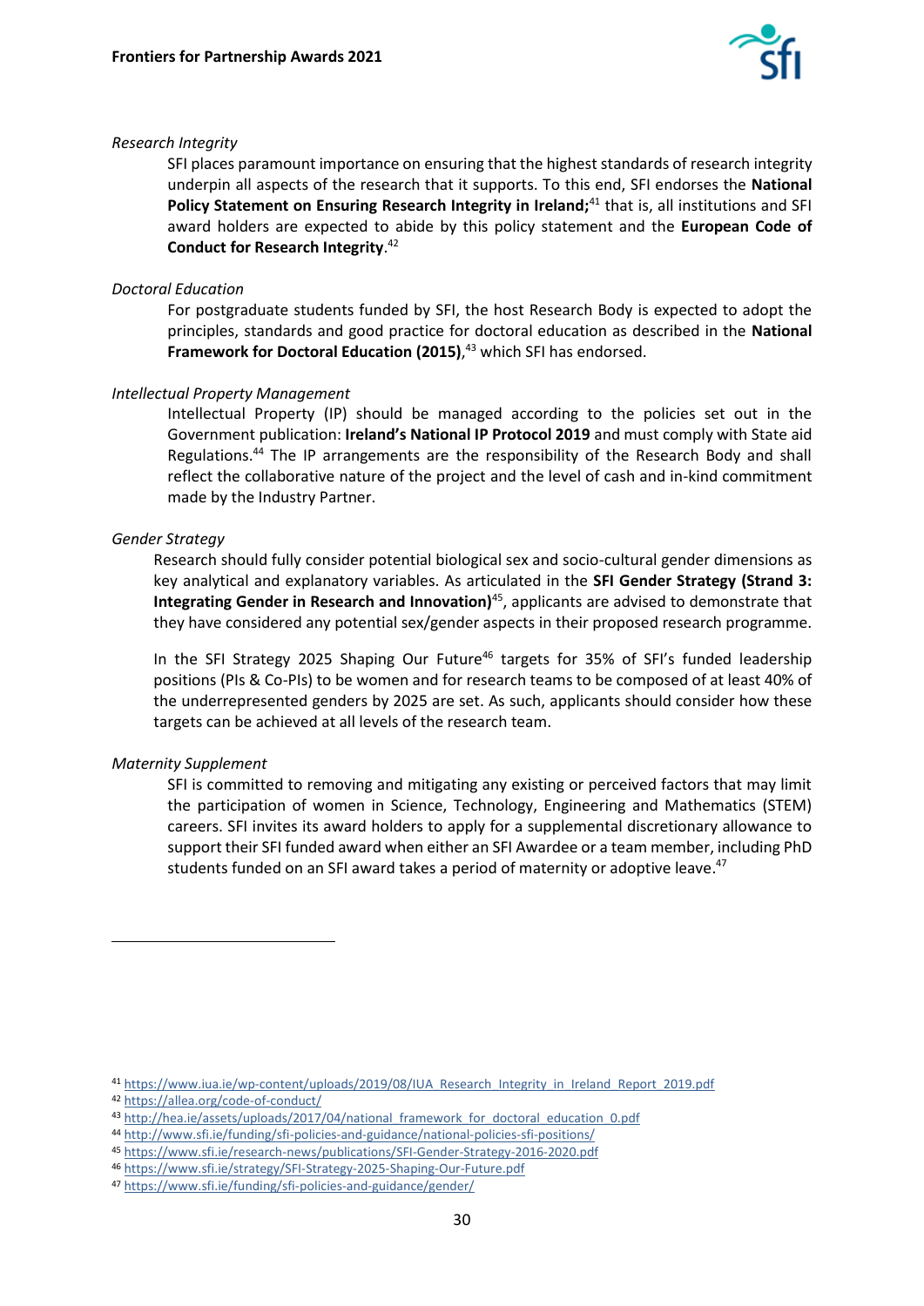*Research Integrity*

SFI places paramount importance on ensuring that the highest standards of research integrity underpin all aspects of the research that it supports. To this end, SFI endorses the **National Policy Statement on Ensuring Research Integrity in Ireland;**[41] that is, all institutions and SFI award holders are expected to abide by this policy statement and the **European Code of Conduct for Research Integrity**.[42]

*Doctoral Education*

For postgraduate students funded by SFI, the host Research Body is expected to adopt the principles, standards and good practice for doctoral education as described in the **National Framework for Doctoral Education (2015)**,[43] which SFI has endorsed.

*Intellectual Property Management*

Intellectual Property (IP) should be managed according to the policies set out in the Government publication: **Ireland's National IP Protocol 2019** and must comply with State aid Regulations.[44] The IP arrangements are the responsibility of the Research Body and shall reflect the collaborative nature of the project and the level of cash and in-kind commitment made by the Industry Partner.

*Gender Strategy*

Research should fully consider potential biological sex and socio-cultural gender dimensions as key analytical and explanatory variables. As articulated in the **SFI Gender Strategy (Strand 3: Integrating Gender in Research and Innovation)**[45], applicants are advised to demonstrate that they have considered any potential sex/gender aspects in their proposed research programme.

In the SFI Strategy 2025 Shaping Our Future[46] targets for 35% of SFI's funded leadership positions (PIs & Co-PIs) to be women and for research teams to be composed of at least 40% of the underrepresented genders by 2025 are set. As such, applicants should consider how these targets can be achieved at all levels of the research team.

*Maternity Supplement*

SFI is committed to removing and mitigating any existing or perceived factors that may limit the participation of women in Science, Technology, Engineering and Mathematics (STEM) careers. SFI invites its award holders to apply for a supplemental discretionary allowance to support their SFI funded award when either an SFI Awardee or a team member, including PhD students funded on an SFI award takes a period of maternity or adoptive leave.[47]

---

[41] https://www.iua.ie/wp-content/uploads/2019/08/IUA_Research_Integrity_in_Ireland_Report_2019.pdf

[42] https://allea.org/code-of-conduct/

[43] http://hea.ie/assets/uploads/2017/04/national_framework_for_doctoral_education_0.pdf

[44] http://www.sfi.ie/funding/sfi-policies-and-guidance/national-policies-sfi-positions/

[45] https://www.sfi.ie/research-news/publications/SFI-Gender-Strategy-2016-2020.pdf

[46] https://www.sfi.ie/strategy/SFI-Strategy-2025-Shaping-Our-Future.pdf

[47] https://www.sfi.ie/funding/sfi-policies-and-guidance/gender/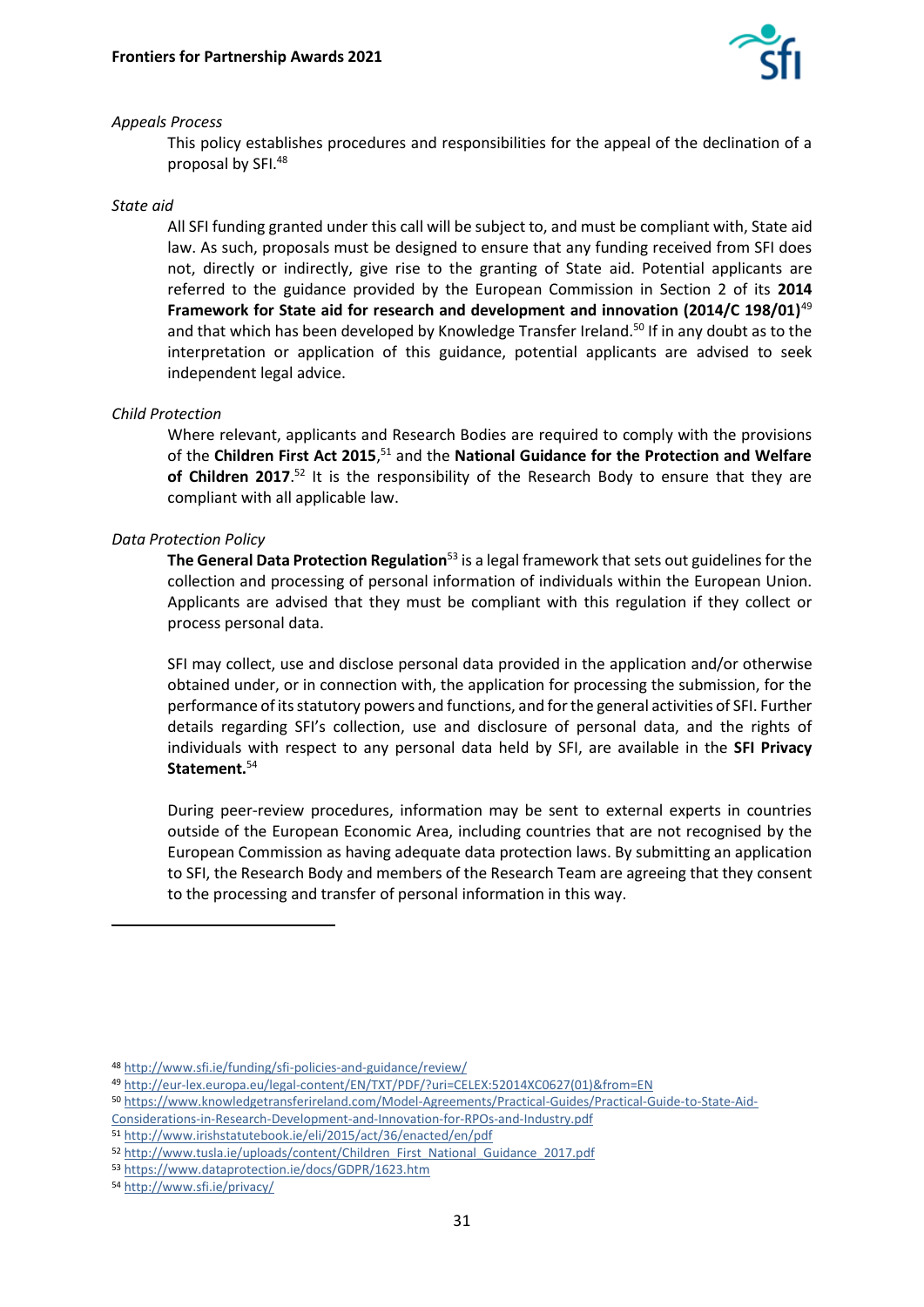*Appeals Process*

This policy establishes procedures and responsibilities for the appeal of the declination of a proposal by SFI.[48]

*State aid*

All SFI funding granted under this call will be subject to, and must be compliant with, State aid law. As such, proposals must be designed to ensure that any funding received from SFI does not, directly or indirectly, give rise to the granting of State aid. Potential applicants are referred to the guidance provided by the European Commission in Section 2 of its **2014 Framework for State aid for research and development and innovation (2014/C 198/01)**[49] and that which has been developed by Knowledge Transfer Ireland.[50] If in any doubt as to the interpretation or application of this guidance, potential applicants are advised to seek independent legal advice.

*Child Protection*

Where relevant, applicants and Research Bodies are required to comply with the provisions of the **Children First Act 2015**,[51] and the **National Guidance for the Protection and Welfare of Children 2017**.[52] It is the responsibility of the Research Body to ensure that they are compliant with all applicable law.

*Data Protection Policy*

**The General Data Protection Regulation**[53] is a legal framework that sets out guidelines for the collection and processing of personal information of individuals within the European Union. Applicants are advised that they must be compliant with this regulation if they collect or process personal data.

SFI may collect, use and disclose personal data provided in the application and/or otherwise obtained under, or in connection with, the application for processing the submission, for the performance of its statutory powers and functions, and for the general activities of SFI. Further details regarding SFI's collection, use and disclosure of personal data, and the rights of individuals with respect to any personal data held by SFI, are available in the **SFI Privacy Statement.**[54]

During peer-review procedures, information may be sent to external experts in countries outside of the European Economic Area, including countries that are not recognised by the European Commission as having adequate data protection laws. By submitting an application to SFI, the Research Body and members of the Research Team are agreeing that they consent to the processing and transfer of personal information in this way.

---

[48] http://www.sfi.ie/funding/sfi-policies-and-guidance/review/

[49] http://eur-lex.europa.eu/legal-content/EN/TXT/PDF/?uri=CELEX:52014XC0627(01)&from=EN

[50] https://www.knowledgetransferireland.com/Model-Agreements/Practical-Guides/Practical-Guide-to-State-Aid-Considerations-in-Research-Development-and-Innovation-for-RPOs-and-Industry.pdf

[51] http://www.irishstatutebook.ie/eli/2015/act/36/enacted/en/pdf

[52] http://www.tusla.ie/uploads/content/Children_First_National_Guidance_2017.pdf

[53] https://www.dataprotection.ie/docs/GDPR/1623.htm

[54] http://www.sfi.ie/privacy/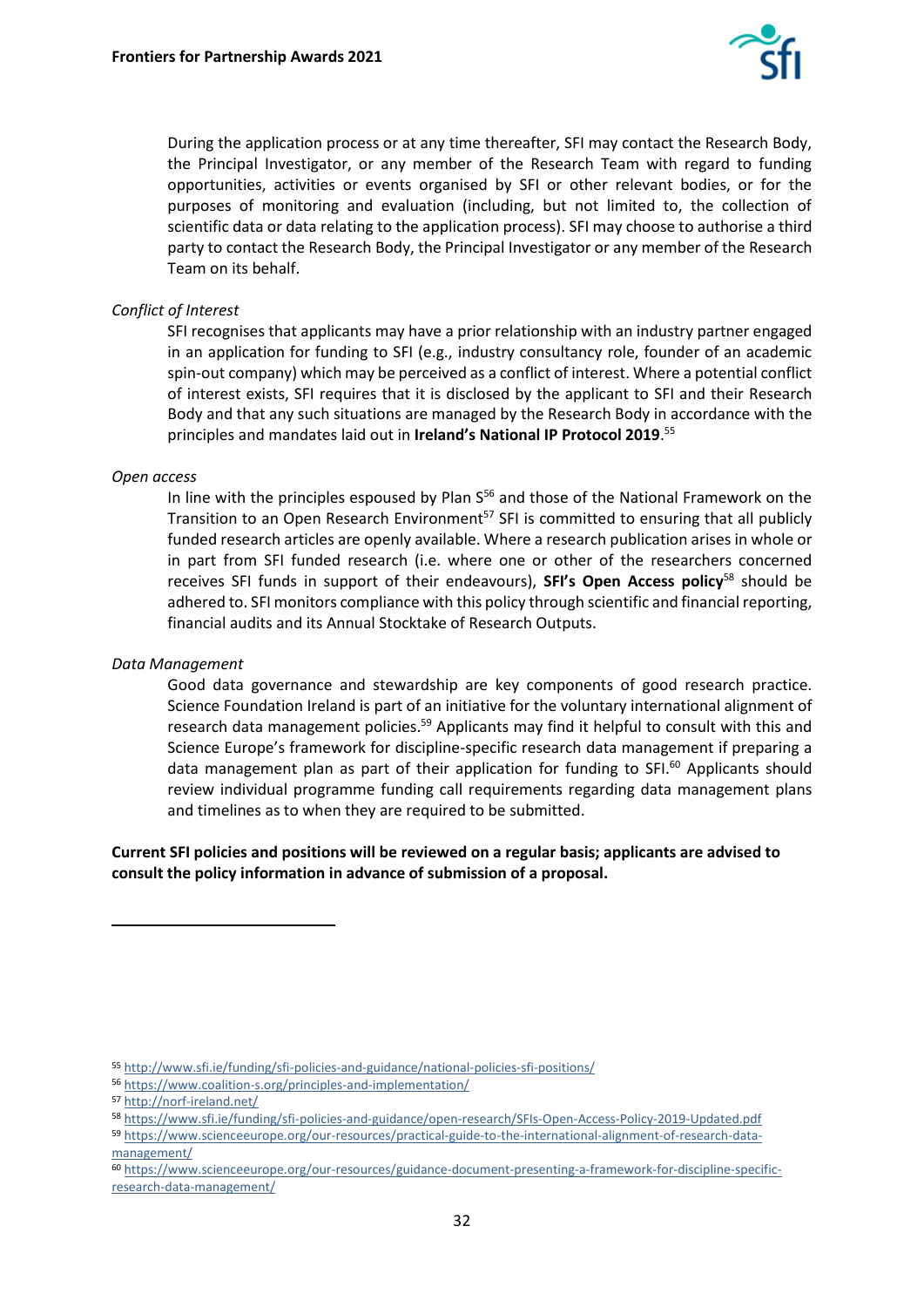During the application process or at any time thereafter, SFI may contact the Research Body, the Principal Investigator, or any member of the Research Team with regard to funding opportunities, activities or events organised by SFI or other relevant bodies, or for the purposes of monitoring and evaluation (including, but not limited to, the collection of scientific data or data relating to the application process). SFI may choose to authorise a third party to contact the Research Body, the Principal Investigator or any member of the Research Team on its behalf.

*Conflict of Interest*

SFI recognises that applicants may have a prior relationship with an industry partner engaged in an application for funding to SFI (e.g., industry consultancy role, founder of an academic spin-out company) which may be perceived as a conflict of interest. Where a potential conflict of interest exists, SFI requires that it is disclosed by the applicant to SFI and their Research Body and that any such situations are managed by the Research Body in accordance with the principles and mandates laid out in **Ireland's National IP Protocol 2019**.[55]

*Open access*

In line with the principles espoused by Plan S[56] and those of the National Framework on the Transition to an Open Research Environment[57] SFI is committed to ensuring that all publicly funded research articles are openly available. Where a research publication arises in whole or in part from SFI funded research (i.e. where one or other of the researchers concerned receives SFI funds in support of their endeavours), **SFI's Open Access policy**[58] should be adhered to. SFI monitors compliance with this policy through scientific and financial reporting, financial audits and its Annual Stocktake of Research Outputs.

*Data Management*

Good data governance and stewardship are key components of good research practice. Science Foundation Ireland is part of an initiative for the voluntary international alignment of research data management policies.[59] Applicants may find it helpful to consult with this and Science Europe's framework for discipline-specific research data management if preparing a data management plan as part of their application for funding to SFI.[60] Applicants should review individual programme funding call requirements regarding data management plans and timelines as to when they are required to be submitted.

**Current SFI policies and positions will be reviewed on a regular basis; applicants are advised to consult the policy information in advance of submission of a proposal.**

---

[55] http://www.sfi.ie/funding/sfi-policies-and-guidance/national-policies-sfi-positions/

[56] https://www.coalition-s.org/principles-and-implementation/

[57] http://norf-ireland.net/

[58] https://www.sfi.ie/funding/sfi-policies-and-guidance/open-research/SFIs-Open-Access-Policy-2019-Updated.pdf

[59] https://www.scienceeurope.org/our-resources/practical-guide-to-the-international-alignment-of-research-data-management/

[60] https://www.scienceeurope.org/our-resources/guidance-document-presenting-a-framework-for-discipline-specific-research-data-management/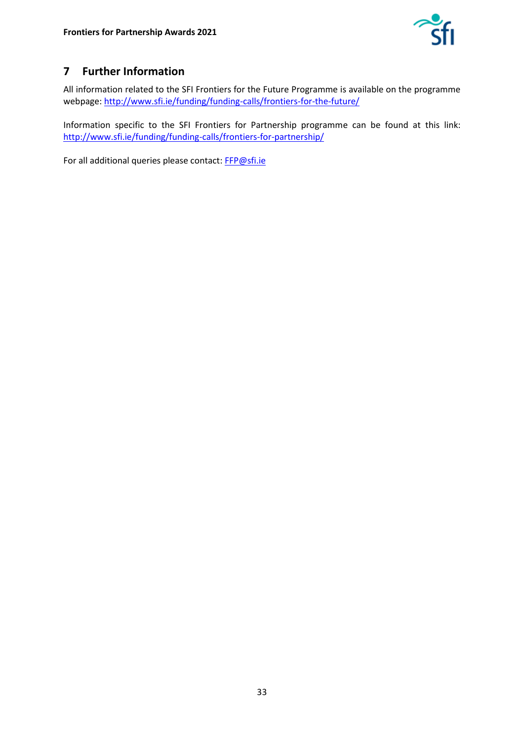## 7 Further Information

All information related to the SFI Frontiers for the Future Programme is available on the programme webpage: http://www.sfi.ie/funding/funding-calls/frontiers-for-the-future/

Information specific to the SFI Frontiers for Partnership programme can be found at this link: http://www.sfi.ie/funding/funding-calls/frontiers-for-partnership/

For all additional queries please contact: FFP@sfi.ie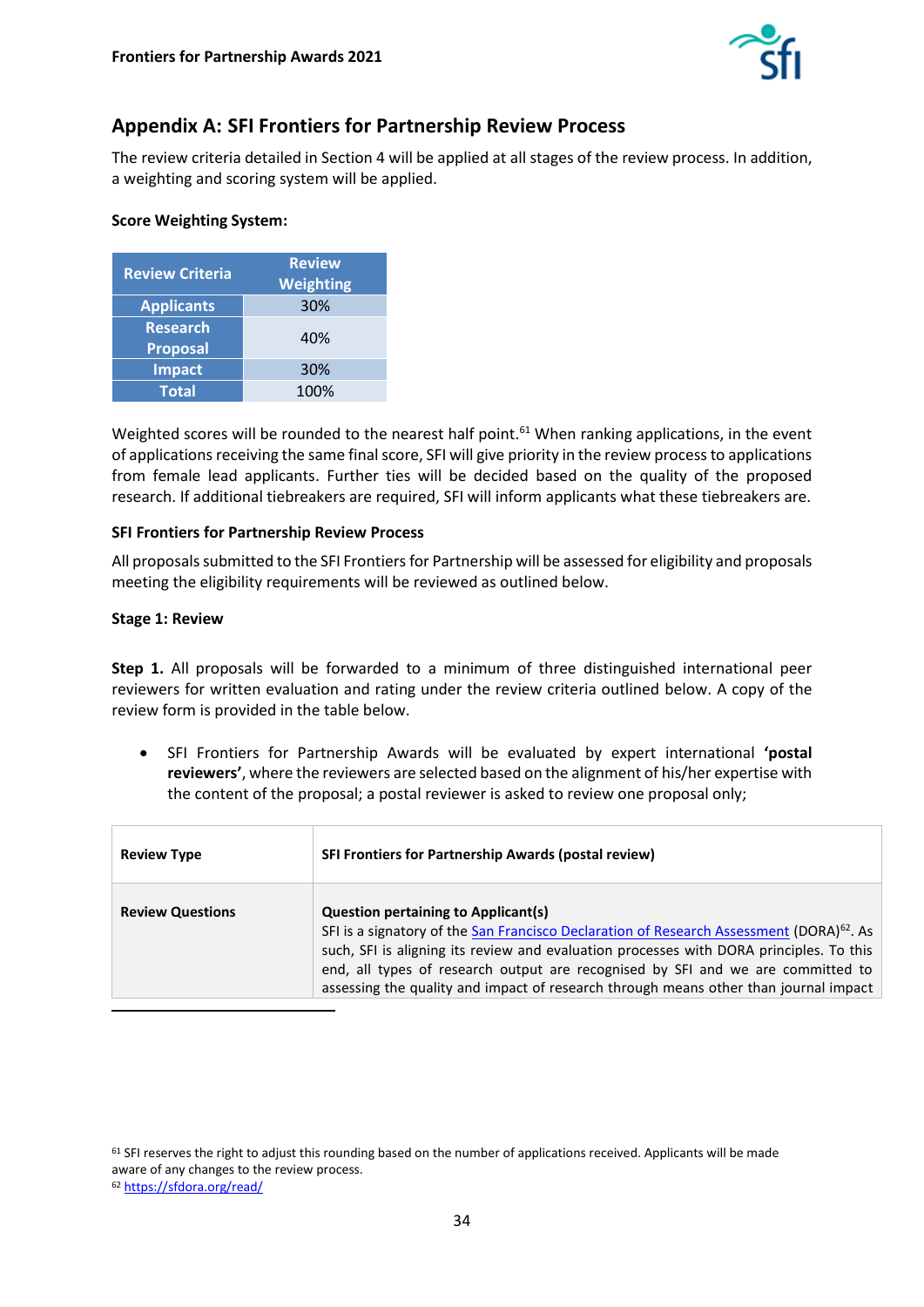## Appendix A: SFI Frontiers for Partnership Review Process

The review criteria detailed in Section 4 will be applied at all stages of the review process. In addition, a weighting and scoring system will be applied.

**Score Weighting System:**

| Review Criteria | Review Weighting |
|---|---|
| Applicants | 30% |
| Research Proposal | 40% |
| Impact | 30% |
| Total | 100% |

Weighted scores will be rounded to the nearest half point.[61] When ranking applications, in the event of applications receiving the same final score, SFI will give priority in the review process to applications from female lead applicants. Further ties will be decided based on the quality of the proposed research. If additional tiebreakers are required, SFI will inform applicants what these tiebreakers are.

**SFI Frontiers for Partnership Review Process**

All proposals submitted to the SFI Frontiers for Partnership will be assessed for eligibility and proposals meeting the eligibility requirements will be reviewed as outlined below.

**Stage 1: Review**

**Step 1.** All proposals will be forwarded to a minimum of three distinguished international peer reviewers for written evaluation and rating under the review criteria outlined below. A copy of the review form is provided in the table below.

- SFI Frontiers for Partnership Awards will be evaluated by expert international **'postal reviewers'**, where the reviewers are selected based on the alignment of his/her expertise with the content of the proposal; a postal reviewer is asked to review one proposal only;

| **Review Type** | **SFI Frontiers for Partnership Awards (postal review)** |
|---|---|
| **Review Questions** | **Question pertaining to Applicant(s)**<br>SFI is a signatory of the San Francisco Declaration of Research Assessment (DORA)[62]. As such, SFI is aligning its review and evaluation processes with DORA principles. To this end, all types of research output are recognised by SFI and we are committed to assessing the quality and impact of research through means other than journal impact |

[61] SFI reserves the right to adjust this rounding based on the number of applications received. Applicants will be made aware of any changes to the review process.

[62] https://sfdora.org/read/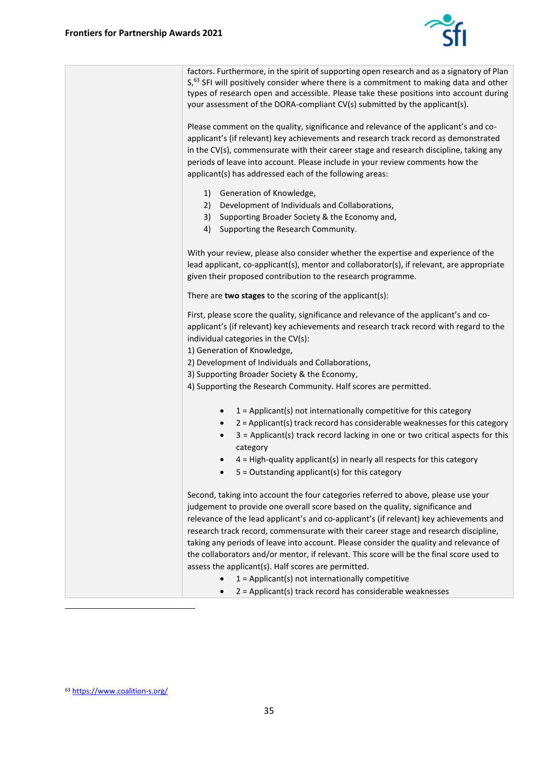| | |
|---|---|
| | factors. Furthermore, in the spirit of supporting open research and as a signatory of Plan S,[63] SFI will positively consider where there is a commitment to making data and other types of research open and accessible. Please take these positions into account during your assessment of the DORA-compliant CV(s) submitted by the applicant(s).<br><br>Please comment on the quality, significance and relevance of the applicant's and co-applicant's (if relevant) key achievements and research track record as demonstrated in the CV(s), commensurate with their career stage and research discipline, taking any periods of leave into account. Please include in your review comments how the applicant(s) has addressed each of the following areas:<br><br>1) Generation of Knowledge,<br>2) Development of Individuals and Collaborations,<br>3) Supporting Broader Society & the Economy and,<br>4) Supporting the Research Community.<br><br>With your review, please also consider whether the expertise and experience of the lead applicant, co-applicant(s), mentor and collaborator(s), if relevant, are appropriate given their proposed contribution to the research programme.<br><br>There are **two stages** to the scoring of the applicant(s):<br><br>First, please score the quality, significance and relevance of the applicant's and co-applicant's (if relevant) key achievements and research track record with regard to the individual categories in the CV(s):<br>1) Generation of Knowledge,<br>2) Development of Individuals and Collaborations,<br>3) Supporting Broader Society & the Economy,<br>4) Supporting the Research Community. Half scores are permitted.<br><br>• 1 = Applicant(s) not internationally competitive for this category<br>• 2 = Applicant(s) track record has considerable weaknesses for this category<br>• 3 = Applicant(s) track record lacking in one or two critical aspects for this category<br>• 4 = High-quality applicant(s) in nearly all respects for this category<br>• 5 = Outstanding applicant(s) for this category<br><br>Second, taking into account the four categories referred to above, please use your judgement to provide one overall score based on the quality, significance and relevance of the lead applicant's and co-applicant's (if relevant) key achievements and research track record, commensurate with their career stage and research discipline, taking any periods of leave into account. Please consider the quality and relevance of the collaborators and/or mentor, if relevant. This score will be the final score used to assess the applicant(s). Half scores are permitted.<br>• 1 = Applicant(s) not internationally competitive<br>• 2 = Applicant(s) track record has considerable weaknesses |

[63] https://www.coalition-s.org/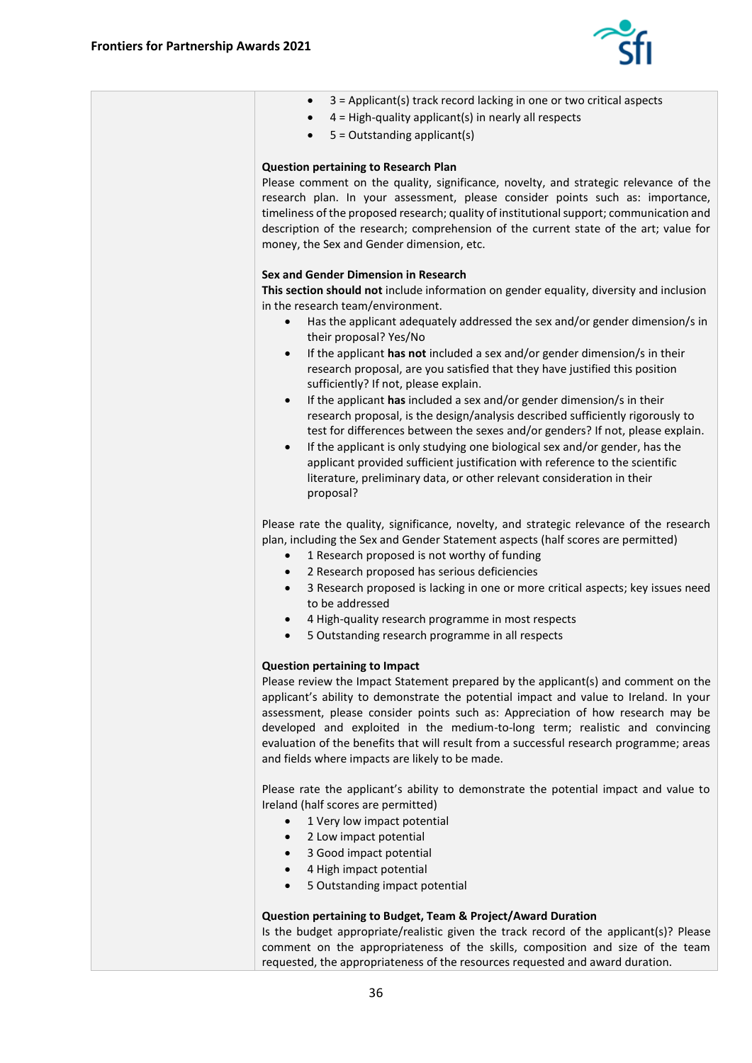- 3 = Applicant(s) track record lacking in one or two critical aspects
- 4 = High-quality applicant(s) in nearly all respects
- 5 = Outstanding applicant(s)

**Question pertaining to Research Plan**
Please comment on the quality, significance, novelty, and strategic relevance of the research plan. In your assessment, please consider points such as: importance, timeliness of the proposed research; quality of institutional support; communication and description of the research; comprehension of the current state of the art; value for money, the Sex and Gender dimension, etc.

**Sex and Gender Dimension in Research**
**This section should not** include information on gender equality, diversity and inclusion in the research team/environment.

- Has the applicant adequately addressed the sex and/or gender dimension/s in their proposal? Yes/No
- If the applicant **has not** included a sex and/or gender dimension/s in their research proposal, are you satisfied that they have justified this position sufficiently? If not, please explain.
- If the applicant **has** included a sex and/or gender dimension/s in their research proposal, is the design/analysis described sufficiently rigorously to test for differences between the sexes and/or genders? If not, please explain.
- If the applicant is only studying one biological sex and/or gender, has the applicant provided sufficient justification with reference to the scientific literature, preliminary data, or other relevant consideration in their proposal?

Please rate the quality, significance, novelty, and strategic relevance of the research plan, including the Sex and Gender Statement aspects (half scores are permitted)

- 1 Research proposed is not worthy of funding
- 2 Research proposed has serious deficiencies
- 3 Research proposed is lacking in one or more critical aspects; key issues need to be addressed
- 4 High-quality research programme in most respects
- 5 Outstanding research programme in all respects

**Question pertaining to Impact**
Please review the Impact Statement prepared by the applicant(s) and comment on the applicant's ability to demonstrate the potential impact and value to Ireland. In your assessment, please consider points such as: Appreciation of how research may be developed and exploited in the medium-to-long term; realistic and convincing evaluation of the benefits that will result from a successful research programme; areas and fields where impacts are likely to be made.

Please rate the applicant's ability to demonstrate the potential impact and value to Ireland (half scores are permitted)

- 1 Very low impact potential
- 2 Low impact potential
- 3 Good impact potential
- 4 High impact potential
- 5 Outstanding impact potential

**Question pertaining to Budget, Team & Project/Award Duration**
Is the budget appropriate/realistic given the track record of the applicant(s)? Please comment on the appropriateness of the skills, composition and size of the team requested, the appropriateness of the resources requested and award duration.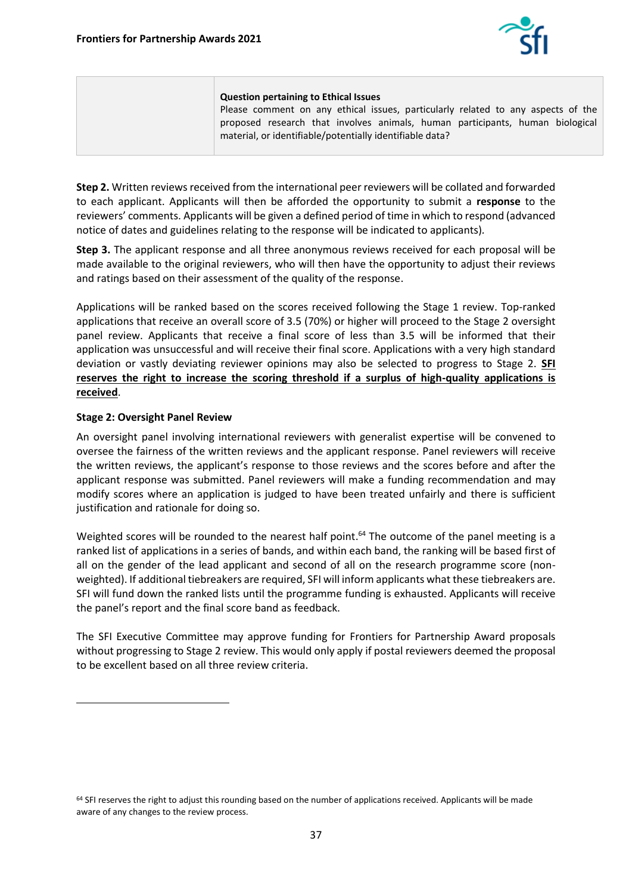| | |
|---|---|
| | **Question pertaining to Ethical Issues**<br>Please comment on any ethical issues, particularly related to any aspects of the proposed research that involves animals, human participants, human biological material, or identifiable/potentially identifiable data? |

**Step 2.** Written reviews received from the international peer reviewers will be collated and forwarded to each applicant. Applicants will then be afforded the opportunity to submit a **response** to the reviewers' comments. Applicants will be given a defined period of time in which to respond (advanced notice of dates and guidelines relating to the response will be indicated to applicants).

**Step 3.** The applicant response and all three anonymous reviews received for each proposal will be made available to the original reviewers, who will then have the opportunity to adjust their reviews and ratings based on their assessment of the quality of the response.

Applications will be ranked based on the scores received following the Stage 1 review. Top-ranked applications that receive an overall score of 3.5 (70%) or higher will proceed to the Stage 2 oversight panel review. Applicants that receive a final score of less than 3.5 will be informed that their application was unsuccessful and will receive their final score. Applications with a very high standard deviation or vastly deviating reviewer opinions may also be selected to progress to Stage 2. **SFI reserves the right to increase the scoring threshold if a surplus of high-quality applications is received**.

**Stage 2: Oversight Panel Review**

An oversight panel involving international reviewers with generalist expertise will be convened to oversee the fairness of the written reviews and the applicant response. Panel reviewers will receive the written reviews, the applicant's response to those reviews and the scores before and after the applicant response was submitted. Panel reviewers will make a funding recommendation and may modify scores where an application is judged to have been treated unfairly and there is sufficient justification and rationale for doing so.

Weighted scores will be rounded to the nearest half point.[64] The outcome of the panel meeting is a ranked list of applications in a series of bands, and within each band, the ranking will be based first of all on the gender of the lead applicant and second of all on the research programme score (non-weighted). If additional tiebreakers are required, SFI will inform applicants what these tiebreakers are. SFI will fund down the ranked lists until the programme funding is exhausted. Applicants will receive the panel's report and the final score band as feedback.

The SFI Executive Committee may approve funding for Frontiers for Partnership Award proposals without progressing to Stage 2 review. This would only apply if postal reviewers deemed the proposal to be excellent based on all three review criteria.

[64] SFI reserves the right to adjust this rounding based on the number of applications received. Applicants will be made aware of any changes to the review process.